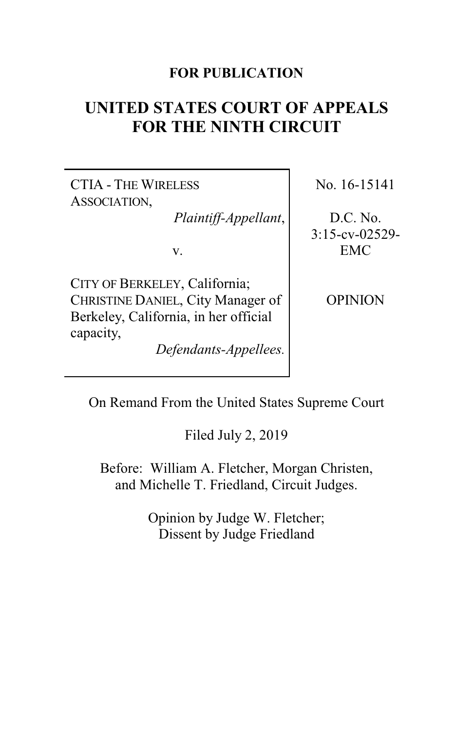**FOR PUBLICATION**

# UNITED STATES COURT OF APPEALS FOR THE NINTH CIRCUIT

| | |
|---|---|
| CTIA - THE WIRELESS ASSOCIATION, *Plaintiff-Appellant*, v. CITY OF BERKELEY, California; CHRISTINE DANIEL, City Manager of Berkeley, California, in her official capacity, *Defendants-Appellees.* | No. 16-15141 D.C. No. 3:15-cv-02529-EMC OPINION |

On Remand From the United States Supreme Court

Filed July 2, 2019

Before: William A. Fletcher, Morgan Christen, and Michelle T. Friedland, Circuit Judges.

Opinion by Judge W. Fletcher;
Dissent by Judge Friedland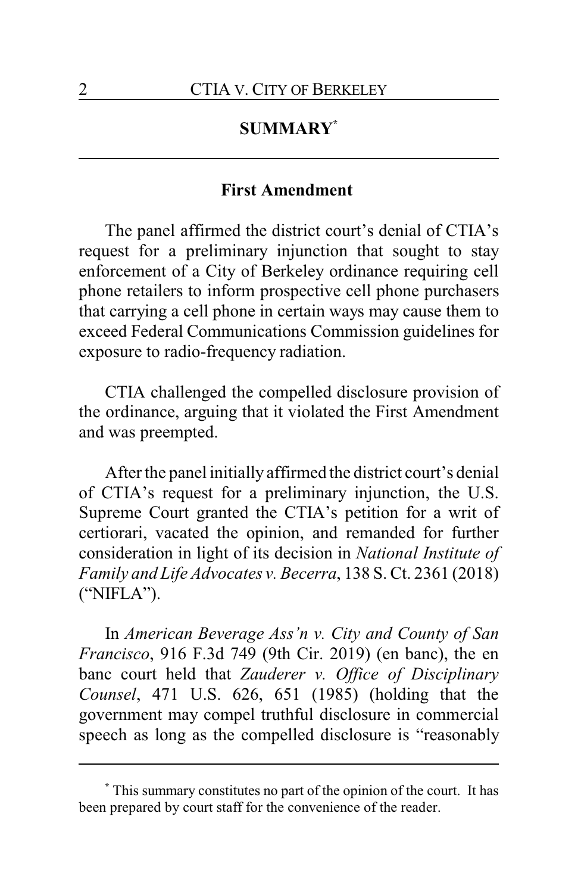## SUMMARY*

### First Amendment

The panel affirmed the district court's denial of CTIA's request for a preliminary injunction that sought to stay enforcement of a City of Berkeley ordinance requiring cell phone retailers to inform prospective cell phone purchasers that carrying a cell phone in certain ways may cause them to exceed Federal Communications Commission guidelines for exposure to radio-frequency radiation.

CTIA challenged the compelled disclosure provision of the ordinance, arguing that it violated the First Amendment and was preempted.

After the panel initially affirmed the district court's denial of CTIA's request for a preliminary injunction, the U.S. Supreme Court granted the CTIA's petition for a writ of certiorari, vacated the opinion, and remanded for further consideration in light of its decision in *National Institute of Family and Life Advocates v. Becerra*, 138 S. Ct. 2361 (2018) ("NIFLA").

In *American Beverage Ass'n v. City and County of San Francisco*, 916 F.3d 749 (9th Cir. 2019) (en banc), the en banc court held that *Zauderer v. Office of Disciplinary Counsel*, 471 U.S. 626, 651 (1985) (holding that the government may compel truthful disclosure in commercial speech as long as the compelled disclosure is "reasonably

---

\* This summary constitutes no part of the opinion of the court. It has been prepared by court staff for the convenience of the reader.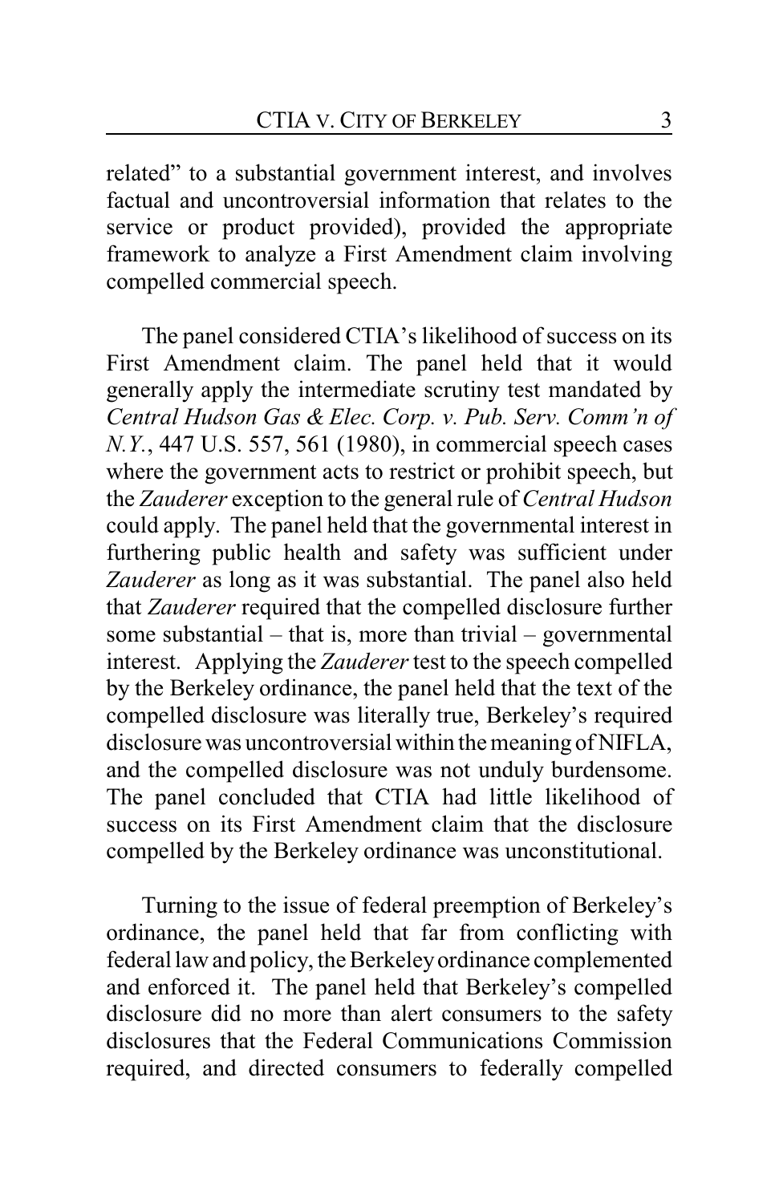related" to a substantial government interest, and involves factual and uncontroversial information that relates to the service or product provided), provided the appropriate framework to analyze a First Amendment claim involving compelled commercial speech.

The panel considered CTIA's likelihood of success on its First Amendment claim. The panel held that it would generally apply the intermediate scrutiny test mandated by *Central Hudson Gas & Elec. Corp. v. Pub. Serv. Comm'n of N.Y.*, 447 U.S. 557, 561 (1980), in commercial speech cases where the government acts to restrict or prohibit speech, but the *Zauderer* exception to the general rule of *Central Hudson* could apply. The panel held that the governmental interest in furthering public health and safety was sufficient under *Zauderer* as long as it was substantial. The panel also held that *Zauderer* required that the compelled disclosure further some substantial – that is, more than trivial – governmental interest. Applying the *Zauderer* test to the speech compelled by the Berkeley ordinance, the panel held that the text of the compelled disclosure was literally true, Berkeley's required disclosure was uncontroversial within the meaning of NIFLA, and the compelled disclosure was not unduly burdensome. The panel concluded that CTIA had little likelihood of success on its First Amendment claim that the disclosure compelled by the Berkeley ordinance was unconstitutional.

Turning to the issue of federal preemption of Berkeley's ordinance, the panel held that far from conflicting with federal law and policy, the Berkeley ordinance complemented and enforced it. The panel held that Berkeley's compelled disclosure did no more than alert consumers to the safety disclosures that the Federal Communications Commission required, and directed consumers to federally compelled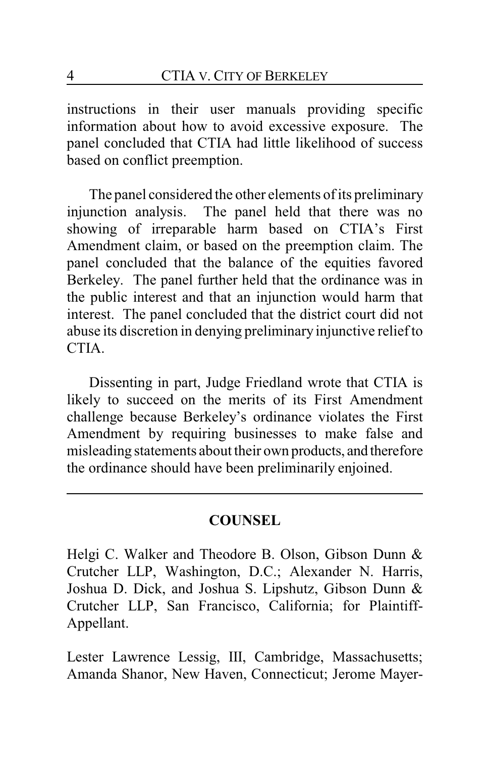instructions in their user manuals providing specific information about how to avoid excessive exposure. The panel concluded that CTIA had little likelihood of success based on conflict preemption.

The panel considered the other elements of its preliminary injunction analysis. The panel held that there was no showing of irreparable harm based on CTIA's First Amendment claim, or based on the preemption claim. The panel concluded that the balance of the equities favored Berkeley. The panel further held that the ordinance was in the public interest and that an injunction would harm that interest. The panel concluded that the district court did not abuse its discretion in denying preliminary injunctive relief to CTIA.

Dissenting in part, Judge Friedland wrote that CTIA is likely to succeed on the merits of its First Amendment challenge because Berkeley's ordinance violates the First Amendment by requiring businesses to make false and misleading statements about their own products, and therefore the ordinance should have been preliminarily enjoined.

---

## COUNSEL

Helgi C. Walker and Theodore B. Olson, Gibson Dunn & Crutcher LLP, Washington, D.C.; Alexander N. Harris, Joshua D. Dick, and Joshua S. Lipshutz, Gibson Dunn & Crutcher LLP, San Francisco, California; for Plaintiff-Appellant.

Lester Lawrence Lessig, III, Cambridge, Massachusetts; Amanda Shanor, New Haven, Connecticut; Jerome Mayer-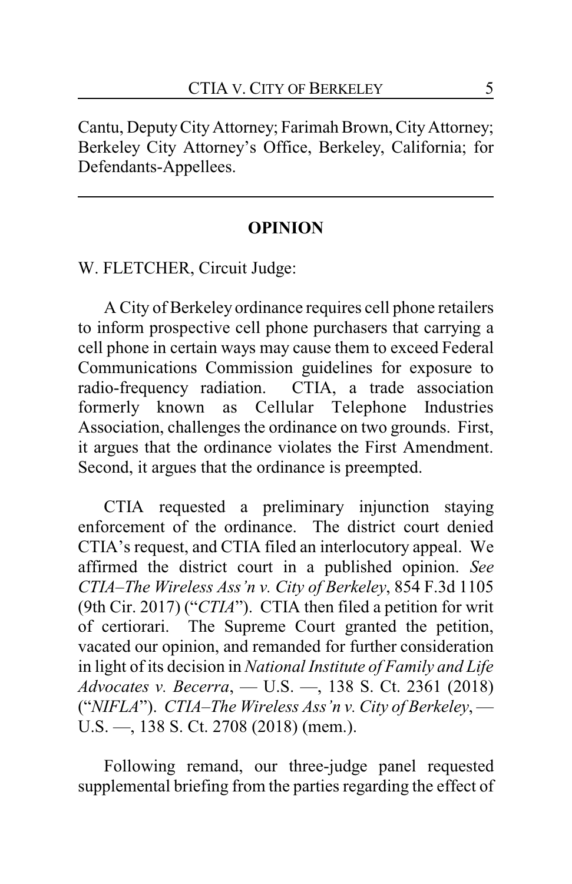Cantu, Deputy City Attorney; Farimah Brown, City Attorney; Berkeley City Attorney's Office, Berkeley, California; for Defendants-Appellees.

---

## OPINION

W. FLETCHER, Circuit Judge:

A City of Berkeley ordinance requires cell phone retailers to inform prospective cell phone purchasers that carrying a cell phone in certain ways may cause them to exceed Federal Communications Commission guidelines for exposure to radio-frequency radiation. CTIA, a trade association formerly known as Cellular Telephone Industries Association, challenges the ordinance on two grounds. First, it argues that the ordinance violates the First Amendment. Second, it argues that the ordinance is preempted.

CTIA requested a preliminary injunction staying enforcement of the ordinance. The district court denied CTIA's request, and CTIA filed an interlocutory appeal. We affirmed the district court in a published opinion. *See CTIA–The Wireless Ass'n v. City of Berkeley*, 854 F.3d 1105 (9th Cir. 2017) ("*CTIA*"). CTIA then filed a petition for writ of certiorari. The Supreme Court granted the petition, vacated our opinion, and remanded for further consideration in light of its decision in *National Institute of Family and Life Advocates v. Becerra*, — U.S. —, 138 S. Ct. 2361 (2018) ("*NIFLA*"). *CTIA–The Wireless Ass'n v. City of Berkeley*, — U.S. —, 138 S. Ct. 2708 (2018) (mem.).

Following remand, our three-judge panel requested supplemental briefing from the parties regarding the effect of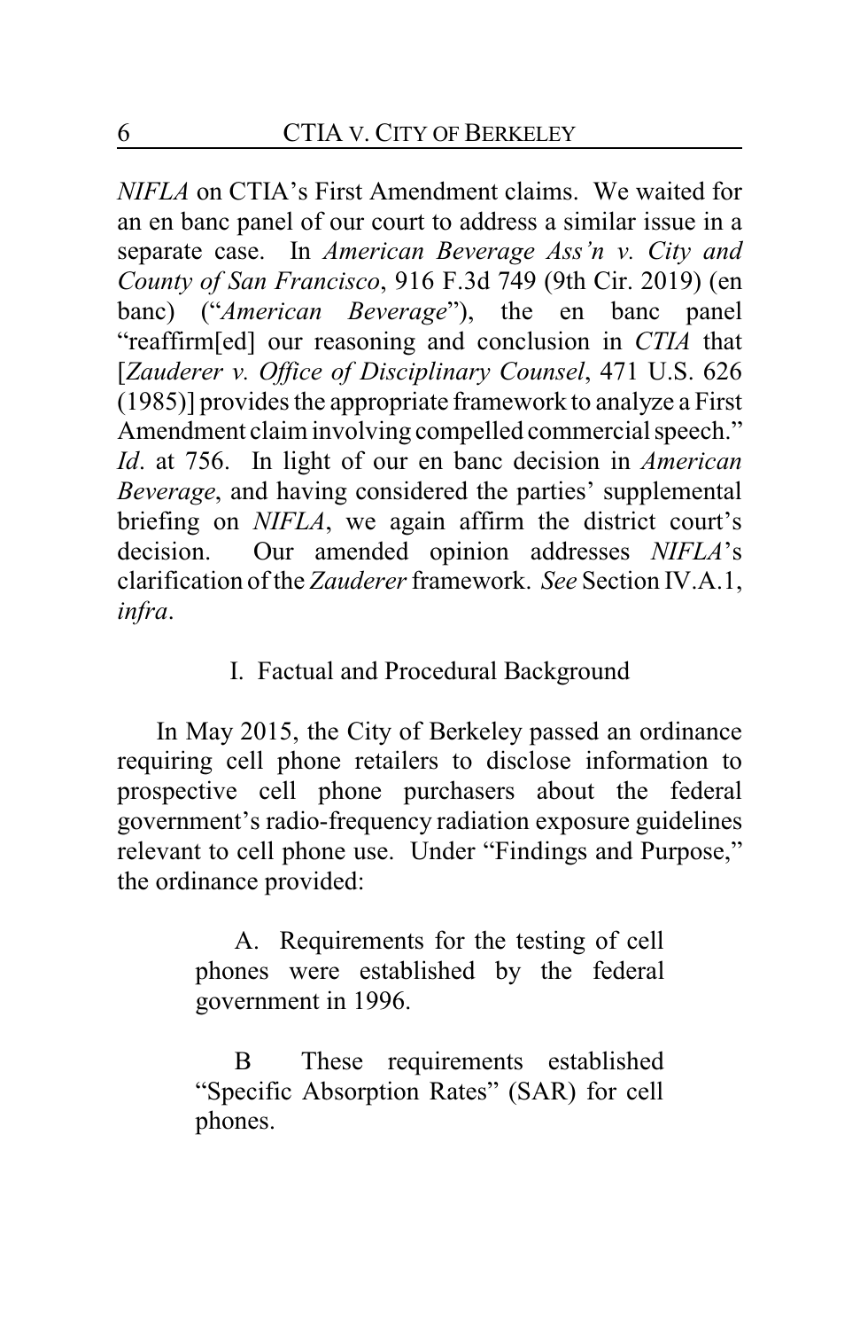*NIFLA* on CTIA's First Amendment claims. We waited for an en banc panel of our court to address a similar issue in a separate case. In *American Beverage Ass'n v. City and County of San Francisco*, 916 F.3d 749 (9th Cir. 2019) (en banc) ("*American Beverage*"), the en banc panel "reaffirm[ed] our reasoning and conclusion in *CTIA* that [*Zauderer v. Office of Disciplinary Counsel*, 471 U.S. 626 (1985)] provides the appropriate framework to analyze a First Amendment claim involving compelled commercial speech." *Id*. at 756. In light of our en banc decision in *American Beverage*, and having considered the parties' supplemental briefing on *NIFLA*, we again affirm the district court's decision. Our amended opinion addresses *NIFLA*'s clarification of the *Zauderer* framework. *See* Section IV.A.1, *infra*.

## I. Factual and Procedural Background

In May 2015, the City of Berkeley passed an ordinance requiring cell phone retailers to disclose information to prospective cell phone purchasers about the federal government's radio-frequency radiation exposure guidelines relevant to cell phone use. Under "Findings and Purpose," the ordinance provided:

> A. Requirements for the testing of cell phones were established by the federal government in 1996.
>
> B These requirements established "Specific Absorption Rates" (SAR) for cell phones.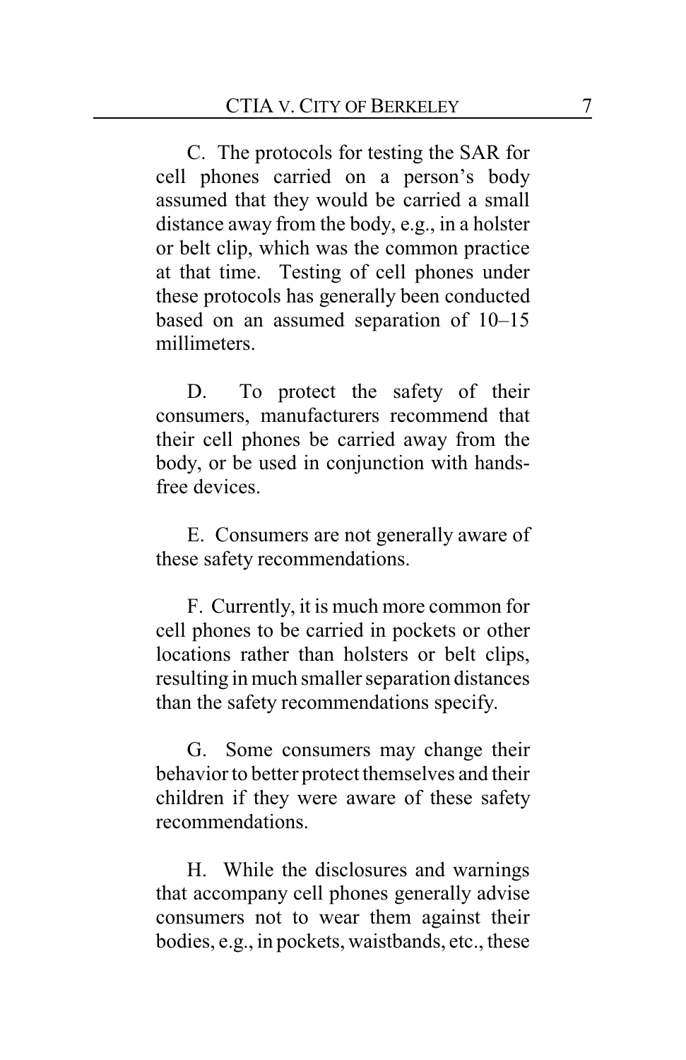C. The protocols for testing the SAR for cell phones carried on a person's body assumed that they would be carried a small distance away from the body, e.g., in a holster or belt clip, which was the common practice at that time. Testing of cell phones under these protocols has generally been conducted based on an assumed separation of 10–15 millimeters.

D. To protect the safety of their consumers, manufacturers recommend that their cell phones be carried away from the body, or be used in conjunction with hands-free devices.

E. Consumers are not generally aware of these safety recommendations.

F. Currently, it is much more common for cell phones to be carried in pockets or other locations rather than holsters or belt clips, resulting in much smaller separation distances than the safety recommendations specify.

G. Some consumers may change their behavior to better protect themselves and their children if they were aware of these safety recommendations.

H. While the disclosures and warnings that accompany cell phones generally advise consumers not to wear them against their bodies, e.g., in pockets, waistbands, etc., these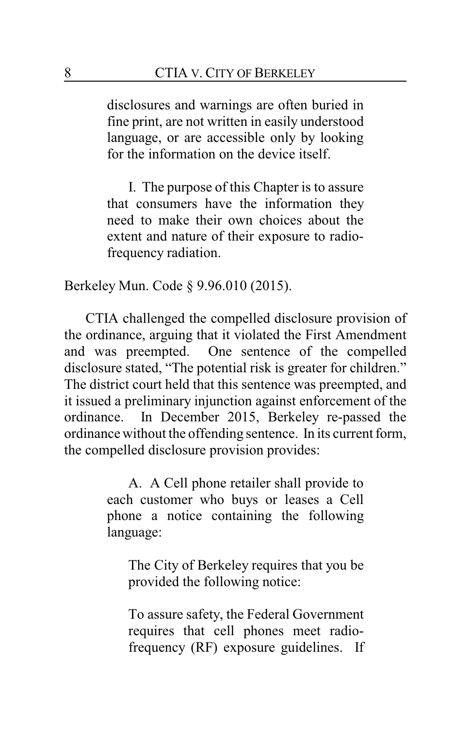> disclosures and warnings are often buried in fine print, are not written in easily understood language, or are accessible only by looking for the information on the device itself.
>
> I. The purpose of this Chapter is to assure that consumers have the information they need to make their own choices about the extent and nature of their exposure to radio-frequency radiation.

Berkeley Mun. Code § 9.96.010 (2015).

CTIA challenged the compelled disclosure provision of the ordinance, arguing that it violated the First Amendment and was preempted. One sentence of the compelled disclosure stated, "The potential risk is greater for children." The district court held that this sentence was preempted, and it issued a preliminary injunction against enforcement of the ordinance. In December 2015, Berkeley re-passed the ordinance without the offending sentence. In its current form, the compelled disclosure provision provides:

> A. A Cell phone retailer shall provide to each customer who buys or leases a Cell phone a notice containing the following language:
>
> > The City of Berkeley requires that you be provided the following notice:
> >
> > To assure safety, the Federal Government requires that cell phones meet radio-frequency (RF) exposure guidelines. If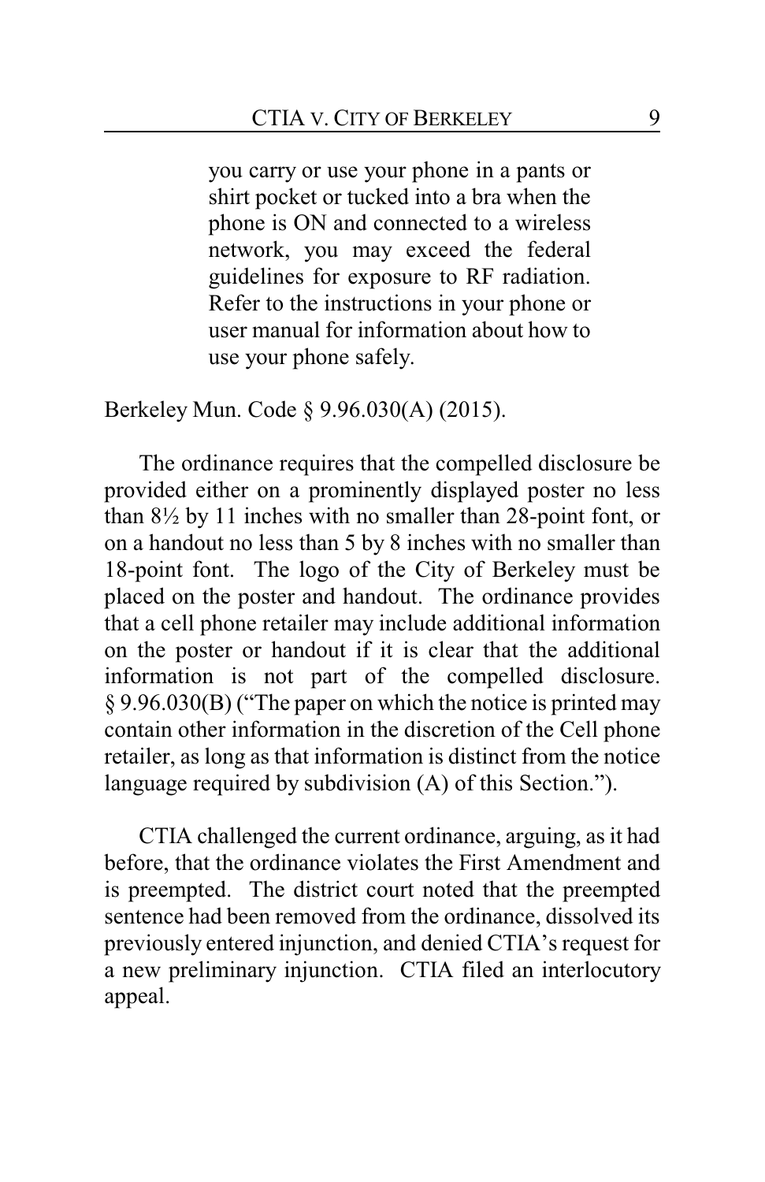> you carry or use your phone in a pants or shirt pocket or tucked into a bra when the phone is ON and connected to a wireless network, you may exceed the federal guidelines for exposure to RF radiation. Refer to the instructions in your phone or user manual for information about how to use your phone safely.

Berkeley Mun. Code § 9.96.030(A) (2015).

The ordinance requires that the compelled disclosure be provided either on a prominently displayed poster no less than 8½ by 11 inches with no smaller than 28-point font, or on a handout no less than 5 by 8 inches with no smaller than 18-point font. The logo of the City of Berkeley must be placed on the poster and handout. The ordinance provides that a cell phone retailer may include additional information on the poster or handout if it is clear that the additional information is not part of the compelled disclosure. § 9.96.030(B) ("The paper on which the notice is printed may contain other information in the discretion of the Cell phone retailer, as long as that information is distinct from the notice language required by subdivision (A) of this Section.").

CTIA challenged the current ordinance, arguing, as it had before, that the ordinance violates the First Amendment and is preempted. The district court noted that the preempted sentence had been removed from the ordinance, dissolved its previously entered injunction, and denied CTIA's request for a new preliminary injunction. CTIA filed an interlocutory appeal.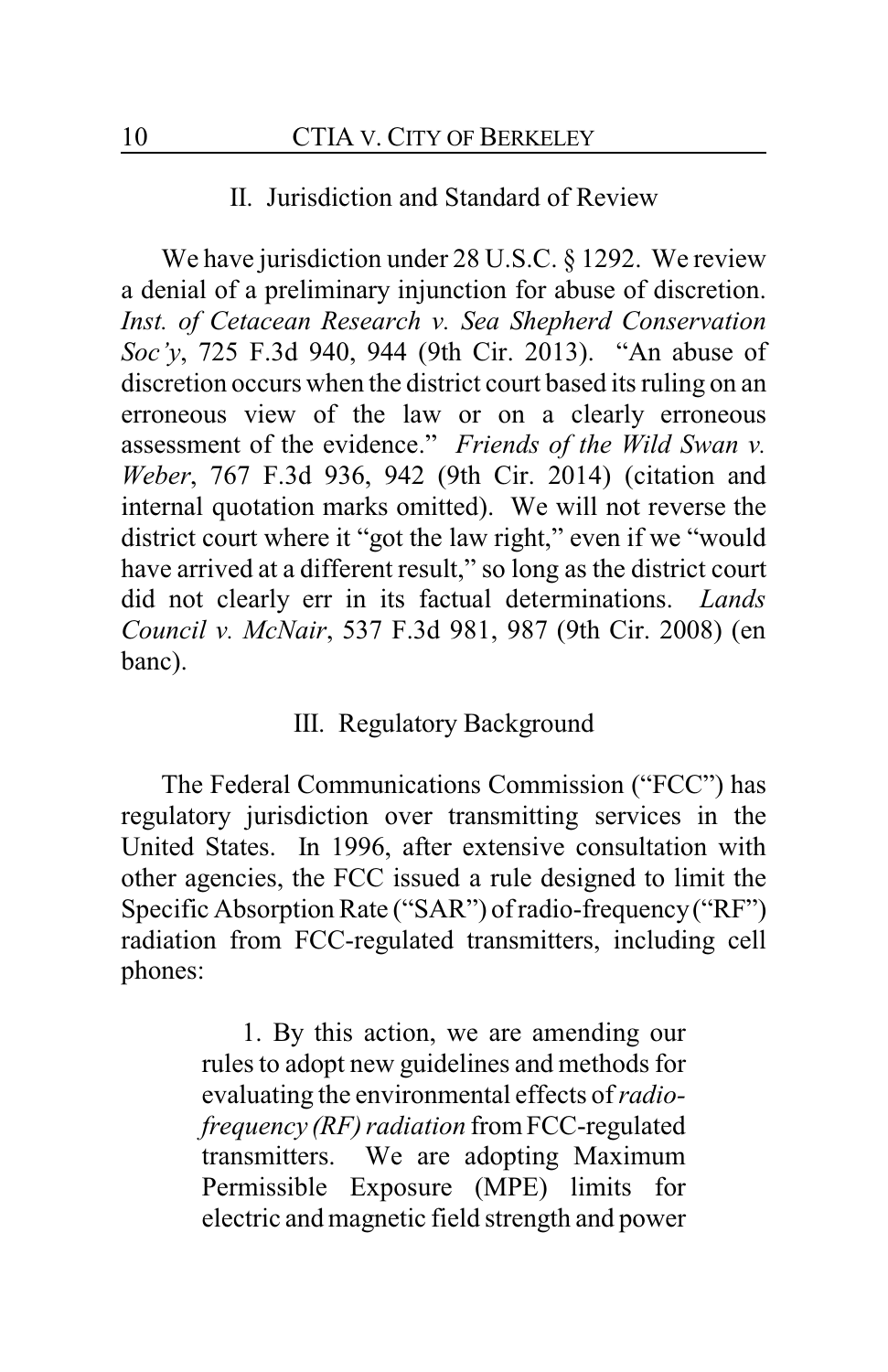## II. Jurisdiction and Standard of Review

We have jurisdiction under 28 U.S.C. § 1292. We review a denial of a preliminary injunction for abuse of discretion. *Inst. of Cetacean Research v. Sea Shepherd Conservation Soc'y*, 725 F.3d 940, 944 (9th Cir. 2013). "An abuse of discretion occurs when the district court based its ruling on an erroneous view of the law or on a clearly erroneous assessment of the evidence." *Friends of the Wild Swan v. Weber*, 767 F.3d 936, 942 (9th Cir. 2014) (citation and internal quotation marks omitted). We will not reverse the district court where it "got the law right," even if we "would have arrived at a different result," so long as the district court did not clearly err in its factual determinations. *Lands Council v. McNair*, 537 F.3d 981, 987 (9th Cir. 2008) (en banc).

## III. Regulatory Background

The Federal Communications Commission ("FCC") has regulatory jurisdiction over transmitting services in the United States. In 1996, after extensive consultation with other agencies, the FCC issued a rule designed to limit the Specific Absorption Rate ("SAR") of radio-frequency ("RF") radiation from FCC-regulated transmitters, including cell phones:

> 1. By this action, we are amending our rules to adopt new guidelines and methods for evaluating the environmental effects of *radio-frequency (RF) radiation* from FCC-regulated transmitters. We are adopting Maximum Permissible Exposure (MPE) limits for electric and magnetic field strength and power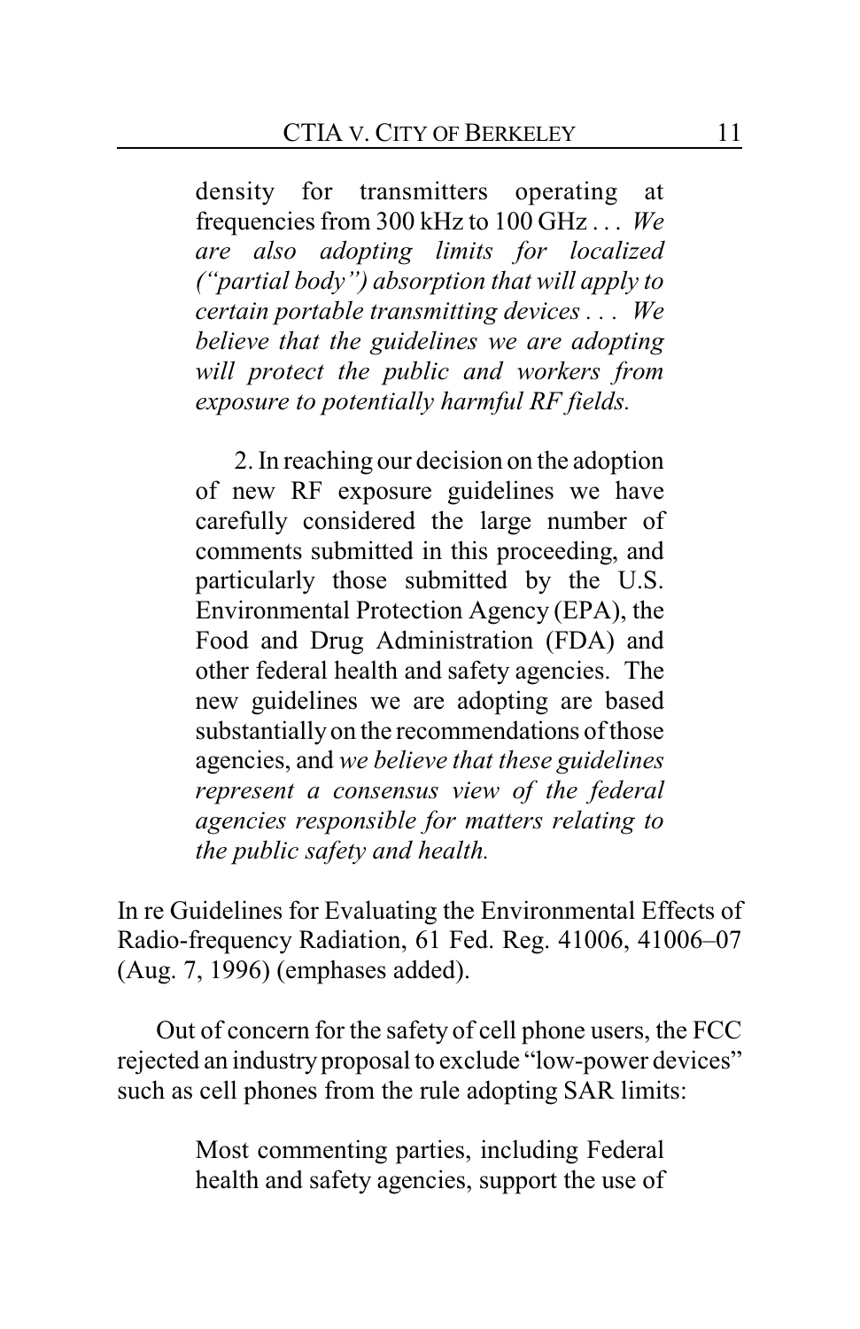> density for transmitters operating at frequencies from 300 kHz to 100 GHz . . . *We are also adopting limits for localized ("partial body") absorption that will apply to certain portable transmitting devices . . . We believe that the guidelines we are adopting will protect the public and workers from exposure to potentially harmful RF fields.*
>
> 2. In reaching our decision on the adoption of new RF exposure guidelines we have carefully considered the large number of comments submitted in this proceeding, and particularly those submitted by the U.S. Environmental Protection Agency (EPA), the Food and Drug Administration (FDA) and other federal health and safety agencies. The new guidelines we are adopting are based substantially on the recommendations of those agencies, and *we believe that these guidelines represent a consensus view of the federal agencies responsible for matters relating to the public safety and health.*

In re Guidelines for Evaluating the Environmental Effects of Radio-frequency Radiation, 61 Fed. Reg. 41006, 41006–07 (Aug. 7, 1996) (emphases added).

Out of concern for the safety of cell phone users, the FCC rejected an industry proposal to exclude "low-power devices" such as cell phones from the rule adopting SAR limits:

> Most commenting parties, including Federal health and safety agencies, support the use of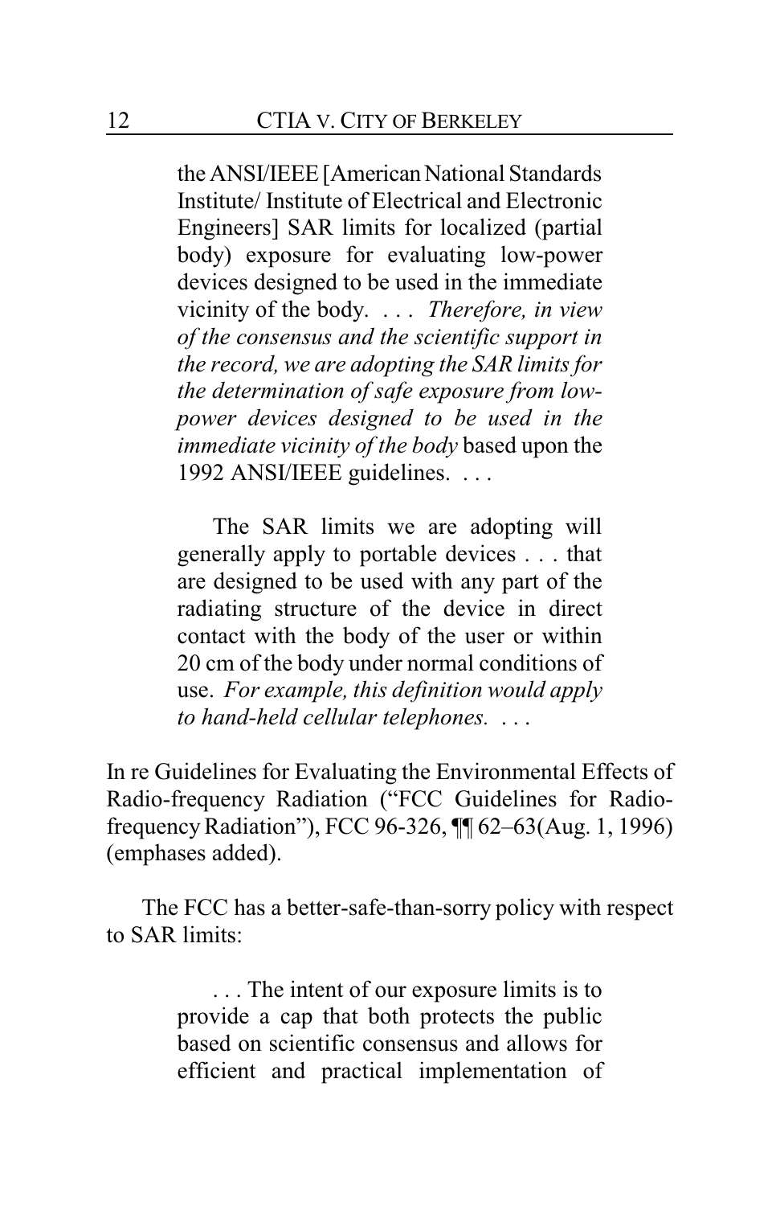> the ANSI/IEEE [American National Standards Institute/ Institute of Electrical and Electronic Engineers] SAR limits for localized (partial body) exposure for evaluating low-power devices designed to be used in the immediate vicinity of the body. . . . *Therefore, in view of the consensus and the scientific support in the record, we are adopting the SAR limits for the determination of safe exposure from low-power devices designed to be used in the immediate vicinity of the body* based upon the 1992 ANSI/IEEE guidelines. . . .
>
> The SAR limits we are adopting will generally apply to portable devices . . . that are designed to be used with any part of the radiating structure of the device in direct contact with the body of the user or within 20 cm of the body under normal conditions of use. *For example, this definition would apply to hand-held cellular telephones.* . . .

In re Guidelines for Evaluating the Environmental Effects of Radio-frequency Radiation ("FCC Guidelines for Radio-frequency Radiation"), FCC 96-326, ¶¶ 62–63(Aug. 1, 1996) (emphases added).

The FCC has a better-safe-than-sorry policy with respect to SAR limits:

> . . . The intent of our exposure limits is to provide a cap that both protects the public based on scientific consensus and allows for efficient and practical implementation of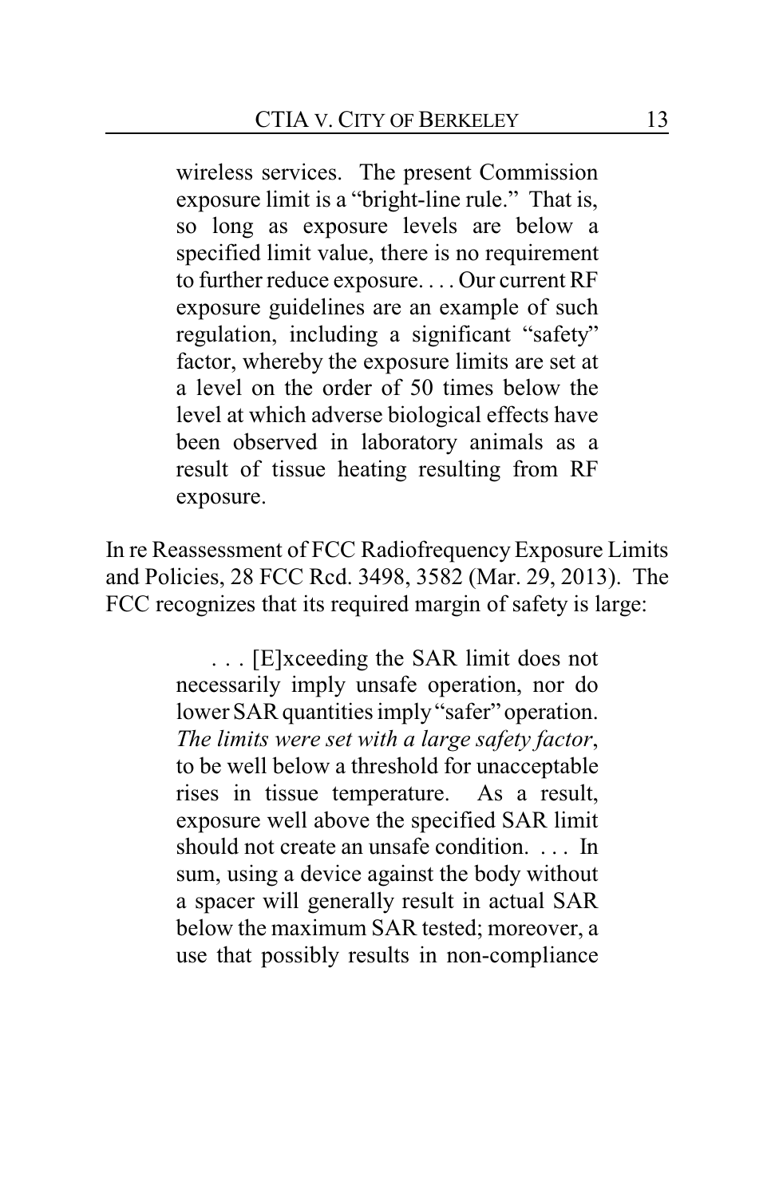> wireless services. The present Commission exposure limit is a "bright-line rule." That is, so long as exposure levels are below a specified limit value, there is no requirement to further reduce exposure. . . . Our current RF exposure guidelines are an example of such regulation, including a significant "safety" factor, whereby the exposure limits are set at a level on the order of 50 times below the level at which adverse biological effects have been observed in laboratory animals as a result of tissue heating resulting from RF exposure.

In re Reassessment of FCC Radiofrequency Exposure Limits and Policies, 28 FCC Rcd. 3498, 3582 (Mar. 29, 2013). The FCC recognizes that its required margin of safety is large:

> . . . [E]xceeding the SAR limit does not necessarily imply unsafe operation, nor do lower SAR quantities imply "safer" operation. *The limits were set with a large safety factor*, to be well below a threshold for unacceptable rises in tissue temperature. As a result, exposure well above the specified SAR limit should not create an unsafe condition. . . . In sum, using a device against the body without a spacer will generally result in actual SAR below the maximum SAR tested; moreover, a use that possibly results in non-compliance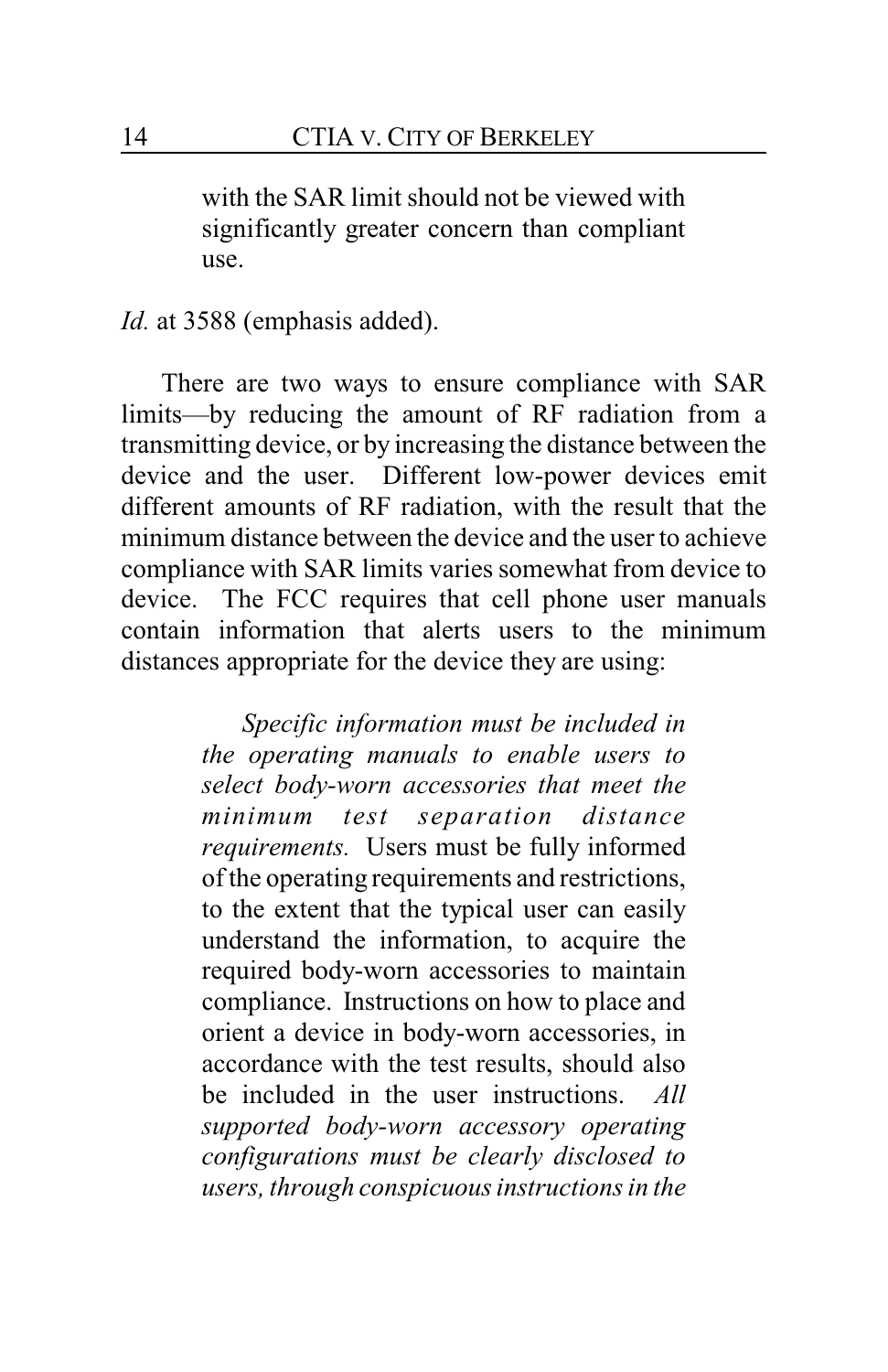> with the SAR limit should not be viewed with significantly greater concern than compliant use.

*Id.* at 3588 (emphasis added).

There are two ways to ensure compliance with SAR limits—by reducing the amount of RF radiation from a transmitting device, or by increasing the distance between the device and the user. Different low-power devices emit different amounts of RF radiation, with the result that the minimum distance between the device and the user to achieve compliance with SAR limits varies somewhat from device to device. The FCC requires that cell phone user manuals contain information that alerts users to the minimum distances appropriate for the device they are using:

> *Specific information must be included in the operating manuals to enable users to select body-worn accessories that meet the minimum test separation distance requirements.* Users must be fully informed of the operating requirements and restrictions, to the extent that the typical user can easily understand the information, to acquire the required body-worn accessories to maintain compliance. Instructions on how to place and orient a device in body-worn accessories, in accordance with the test results, should also be included in the user instructions. *All supported body-worn accessory operating configurations must be clearly disclosed to users, through conspicuous instructions in the*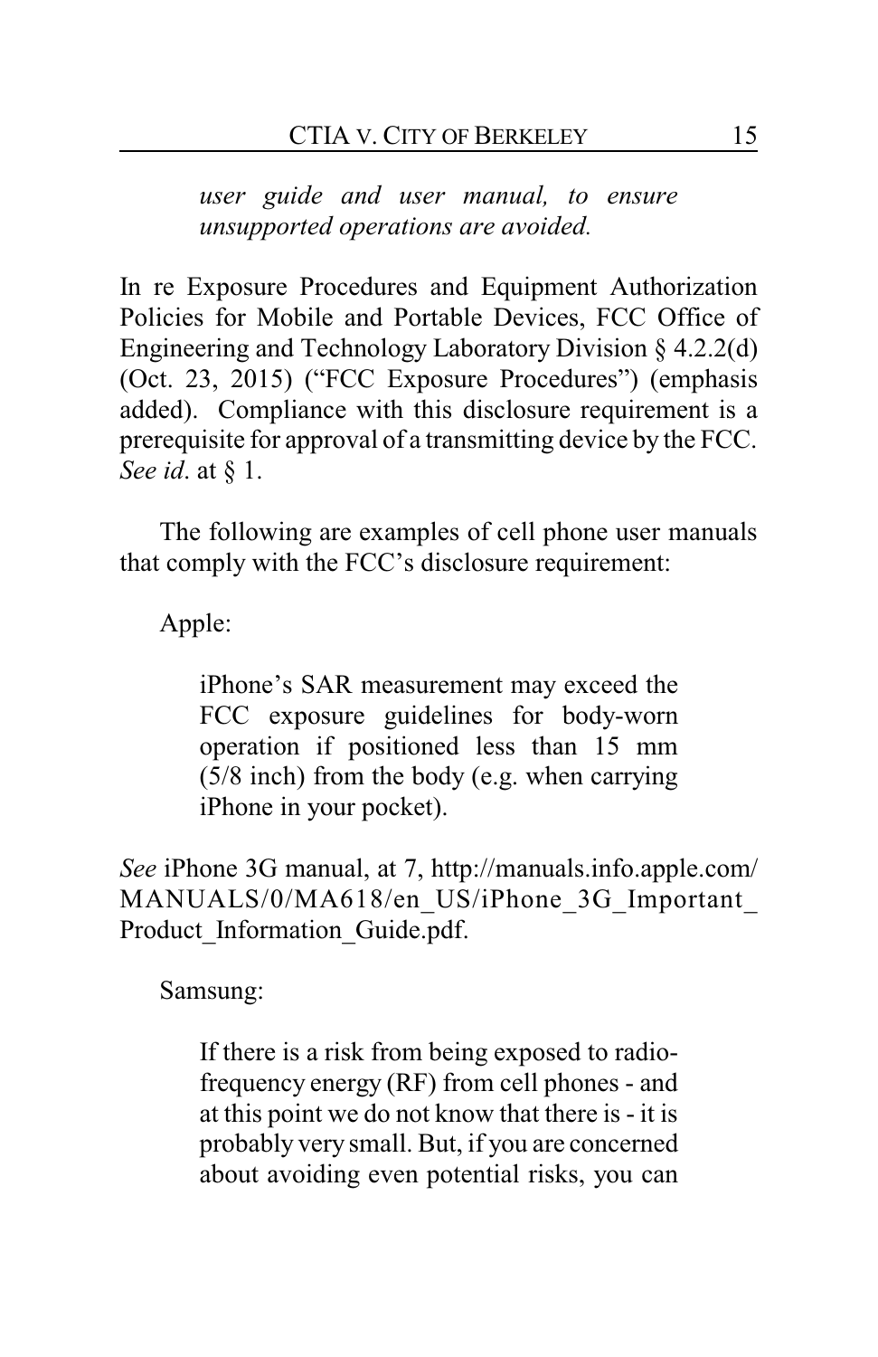> *user guide and user manual, to ensure unsupported operations are avoided.*

In re Exposure Procedures and Equipment Authorization Policies for Mobile and Portable Devices, FCC Office of Engineering and Technology Laboratory Division § 4.2.2(d) (Oct. 23, 2015) ("FCC Exposure Procedures") (emphasis added). Compliance with this disclosure requirement is a prerequisite for approval of a transmitting device by the FCC. *See id*. at § 1.

The following are examples of cell phone user manuals that comply with the FCC's disclosure requirement:

Apple:

> iPhone's SAR measurement may exceed the FCC exposure guidelines for body-worn operation if positioned less than 15 mm (5/8 inch) from the body (e.g. when carrying iPhone in your pocket).

*See* iPhone 3G manual, at 7, http://manuals.info.apple.com/MANUALS/0/MA618/en_US/iPhone_3G_Important_Product_Information_Guide.pdf.

Samsung:

> If there is a risk from being exposed to radio-frequency energy (RF) from cell phones - and at this point we do not know that there is - it is probably very small. But, if you are concerned about avoiding even potential risks, you can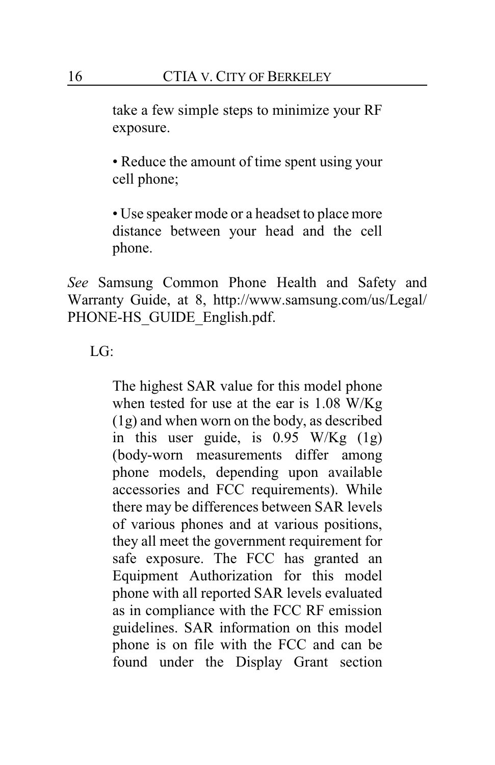> take a few simple steps to minimize your RF exposure.
>
> • Reduce the amount of time spent using your cell phone;
>
> • Use speaker mode or a headset to place more distance between your head and the cell phone.

*See* Samsung Common Phone Health and Safety and Warranty Guide, at 8, http://www.samsung.com/us/Legal/PHONE-HS_GUIDE_English.pdf.

LG:

> The highest SAR value for this model phone when tested for use at the ear is 1.08 W/Kg (1g) and when worn on the body, as described in this user guide, is 0.95 W/Kg (1g) (body-worn measurements differ among phone models, depending upon available accessories and FCC requirements). While there may be differences between SAR levels of various phones and at various positions, they all meet the government requirement for safe exposure. The FCC has granted an Equipment Authorization for this model phone with all reported SAR levels evaluated as in compliance with the FCC RF emission guidelines. SAR information on this model phone is on file with the FCC and can be found under the Display Grant section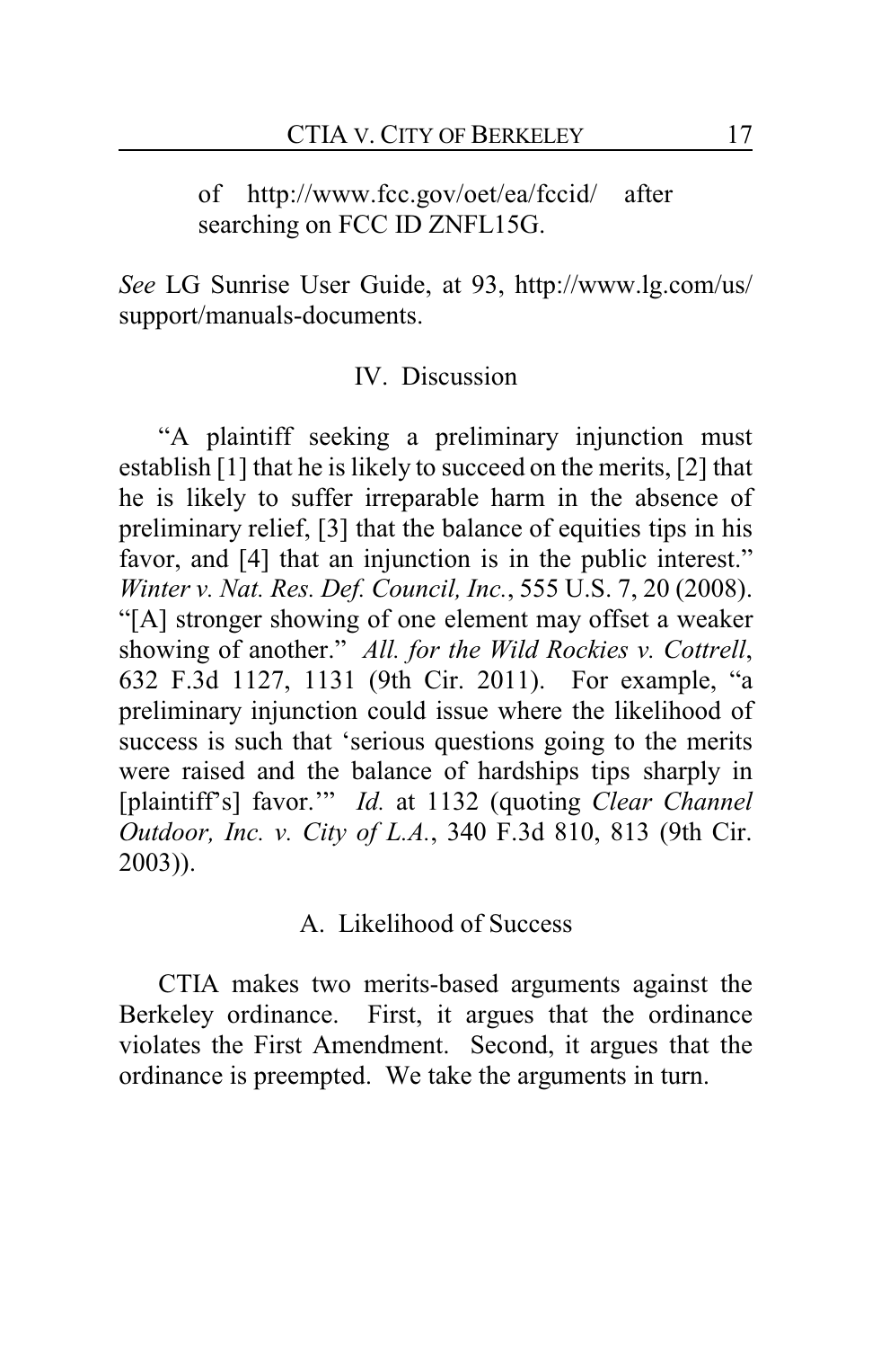of http://www.fcc.gov/oet/ea/fccid/ after searching on FCC ID ZNFL15G.

*See* LG Sunrise User Guide, at 93, http://www.lg.com/us/support/manuals-documents.

## IV. Discussion

"A plaintiff seeking a preliminary injunction must establish [1] that he is likely to succeed on the merits, [2] that he is likely to suffer irreparable harm in the absence of preliminary relief, [3] that the balance of equities tips in his favor, and [4] that an injunction is in the public interest." *Winter v. Nat. Res. Def. Council, Inc.*, 555 U.S. 7, 20 (2008). "[A] stronger showing of one element may offset a weaker showing of another." *All. for the Wild Rockies v. Cottrell*, 632 F.3d 1127, 1131 (9th Cir. 2011). For example, "a preliminary injunction could issue where the likelihood of success is such that 'serious questions going to the merits were raised and the balance of hardships tips sharply in [plaintiff's] favor.'" *Id.* at 1132 (quoting *Clear Channel Outdoor, Inc. v. City of L.A.*, 340 F.3d 810, 813 (9th Cir. 2003)).

### A. Likelihood of Success

CTIA makes two merits-based arguments against the Berkeley ordinance. First, it argues that the ordinance violates the First Amendment. Second, it argues that the ordinance is preempted. We take the arguments in turn.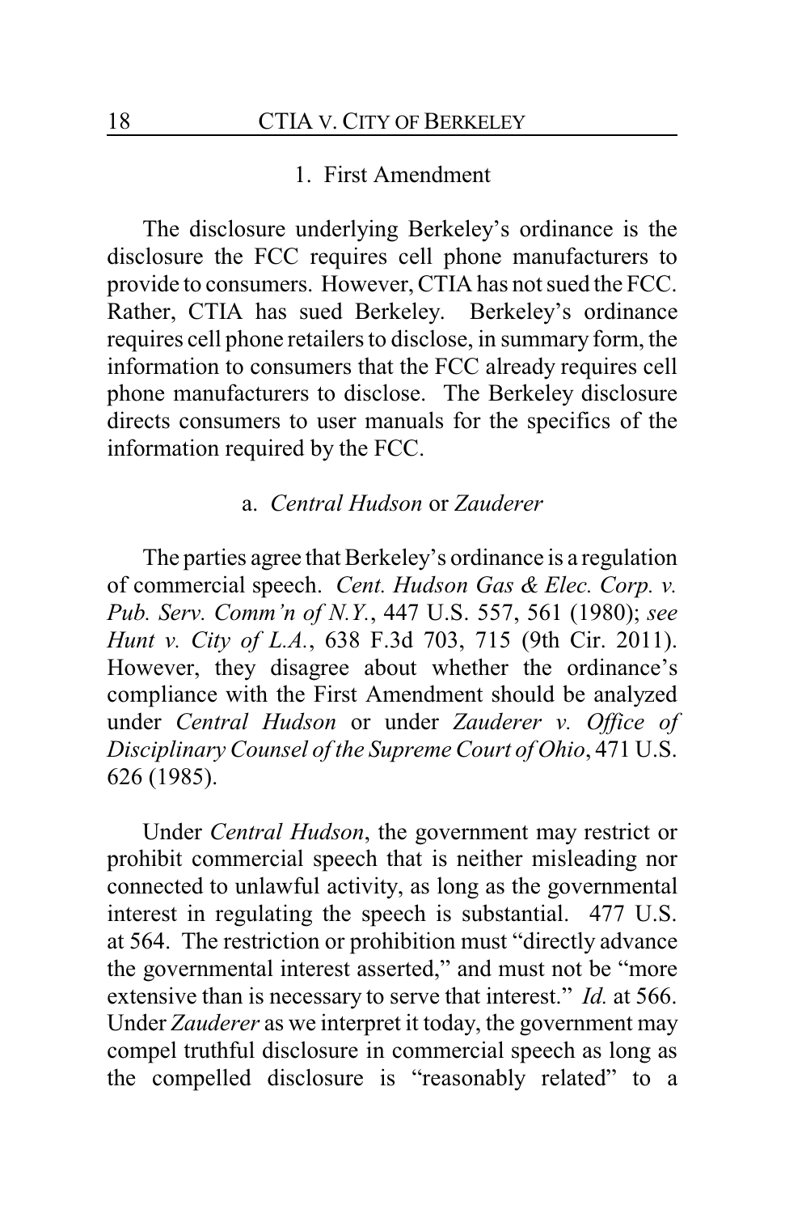### 1. First Amendment

The disclosure underlying Berkeley's ordinance is the disclosure the FCC requires cell phone manufacturers to provide to consumers. However, CTIA has not sued the FCC. Rather, CTIA has sued Berkeley. Berkeley's ordinance requires cell phone retailers to disclose, in summary form, the information to consumers that the FCC already requires cell phone manufacturers to disclose. The Berkeley disclosure directs consumers to user manuals for the specifics of the information required by the FCC.

#### a. *Central Hudson* or *Zauderer*

The parties agree that Berkeley's ordinance is a regulation of commercial speech. *Cent. Hudson Gas & Elec. Corp. v. Pub. Serv. Comm'n of N.Y.*, 447 U.S. 557, 561 (1980); *see Hunt v. City of L.A.*, 638 F.3d 703, 715 (9th Cir. 2011). However, they disagree about whether the ordinance's compliance with the First Amendment should be analyzed under *Central Hudson* or under *Zauderer v. Office of Disciplinary Counsel of the Supreme Court of Ohio*, 471 U.S. 626 (1985).

Under *Central Hudson*, the government may restrict or prohibit commercial speech that is neither misleading nor connected to unlawful activity, as long as the governmental interest in regulating the speech is substantial. 477 U.S. at 564. The restriction or prohibition must "directly advance the governmental interest asserted," and must not be "more extensive than is necessary to serve that interest." *Id.* at 566. Under *Zauderer* as we interpret it today, the government may compel truthful disclosure in commercial speech as long as the compelled disclosure is "reasonably related" to a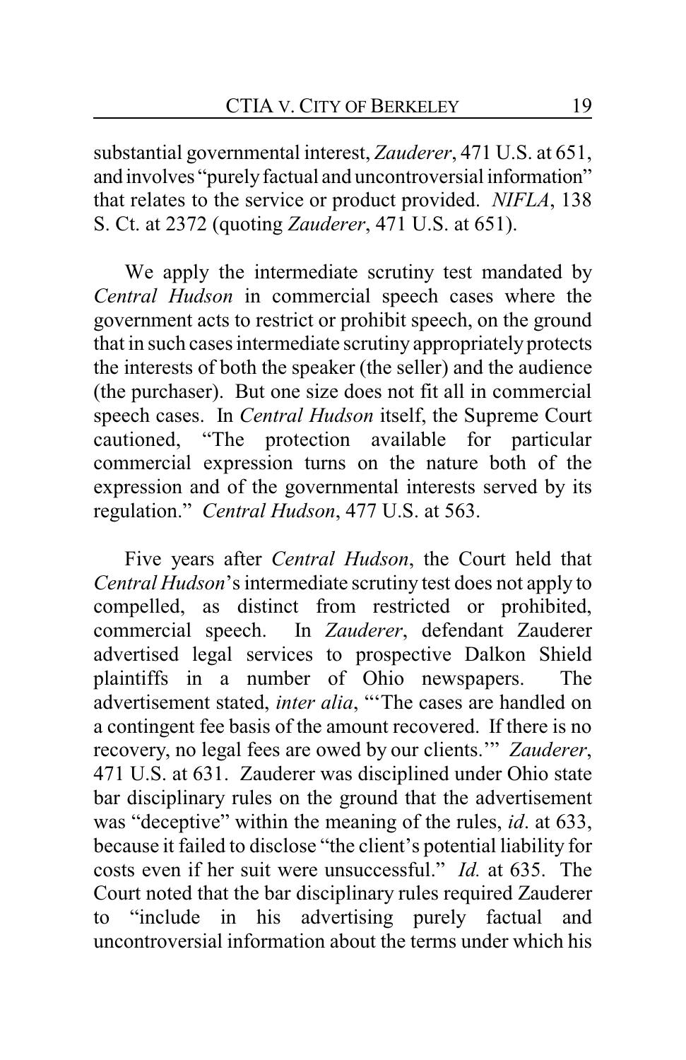substantial governmental interest, *Zauderer*, 471 U.S. at 651, and involves "purely factual and uncontroversial information" that relates to the service or product provided. *NIFLA*, 138 S. Ct. at 2372 (quoting *Zauderer*, 471 U.S. at 651).

We apply the intermediate scrutiny test mandated by *Central Hudson* in commercial speech cases where the government acts to restrict or prohibit speech, on the ground that in such cases intermediate scrutiny appropriately protects the interests of both the speaker (the seller) and the audience (the purchaser). But one size does not fit all in commercial speech cases. In *Central Hudson* itself, the Supreme Court cautioned, "The protection available for particular commercial expression turns on the nature both of the expression and of the governmental interests served by its regulation." *Central Hudson*, 477 U.S. at 563.

Five years after *Central Hudson*, the Court held that *Central Hudson*'s intermediate scrutiny test does not apply to compelled, as distinct from restricted or prohibited, commercial speech. In *Zauderer*, defendant Zauderer advertised legal services to prospective Dalkon Shield plaintiffs in a number of Ohio newspapers. The advertisement stated, *inter alia*, "'The cases are handled on a contingent fee basis of the amount recovered. If there is no recovery, no legal fees are owed by our clients.'" *Zauderer*, 471 U.S. at 631. Zauderer was disciplined under Ohio state bar disciplinary rules on the ground that the advertisement was "deceptive" within the meaning of the rules, *id*. at 633, because it failed to disclose "the client's potential liability for costs even if her suit were unsuccessful." *Id.* at 635. The Court noted that the bar disciplinary rules required Zauderer to "include in his advertising purely factual and uncontroversial information about the terms under which his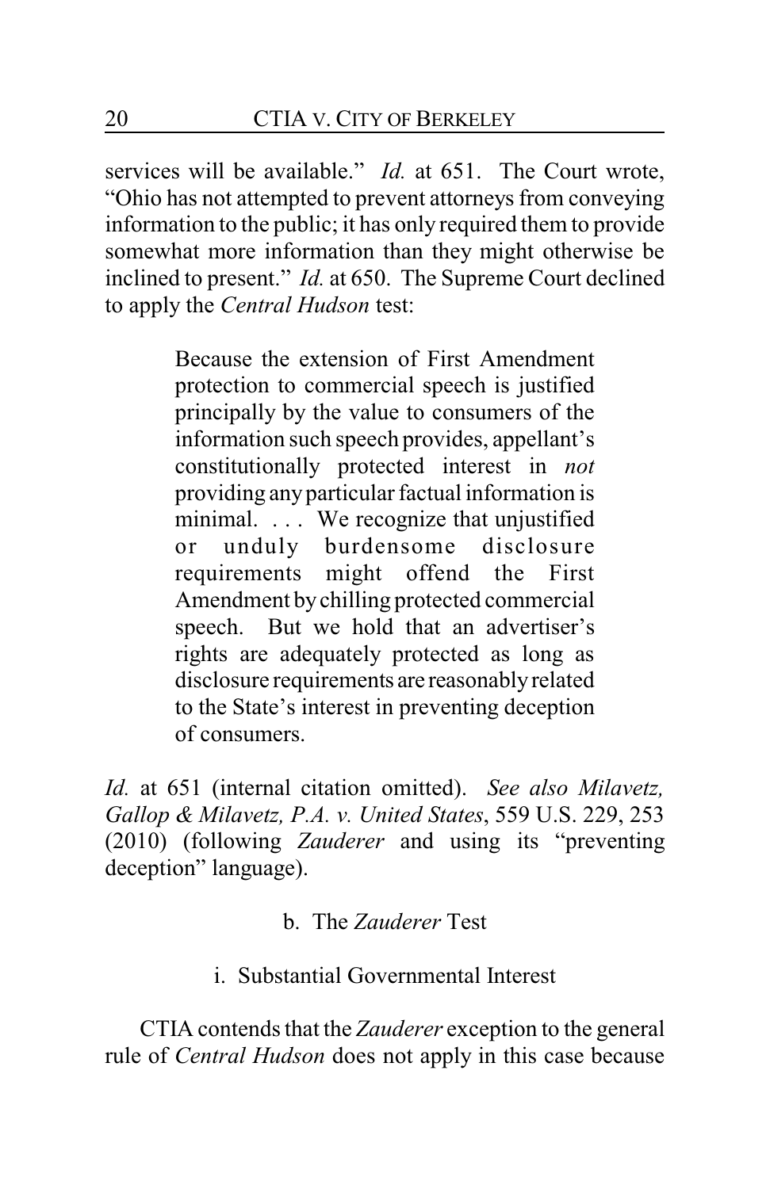services will be available." *Id.* at 651. The Court wrote, "Ohio has not attempted to prevent attorneys from conveying information to the public; it has only required them to provide somewhat more information than they might otherwise be inclined to present." *Id.* at 650. The Supreme Court declined to apply the *Central Hudson* test:

> Because the extension of First Amendment protection to commercial speech is justified principally by the value to consumers of the information such speech provides, appellant's constitutionally protected interest in *not* providing any particular factual information is minimal. . . . We recognize that unjustified or unduly burdensome disclosure requirements might offend the First Amendment by chilling protected commercial speech. But we hold that an advertiser's rights are adequately protected as long as disclosure requirements are reasonably related to the State's interest in preventing deception of consumers.

*Id.* at 651 (internal citation omitted). *See also Milavetz, Gallop & Milavetz, P.A. v. United States*, 559 U.S. 229, 253 (2010) (following *Zauderer* and using its "preventing deception" language).

b. The *Zauderer* Test

i. Substantial Governmental Interest

CTIA contends that the *Zauderer* exception to the general rule of *Central Hudson* does not apply in this case because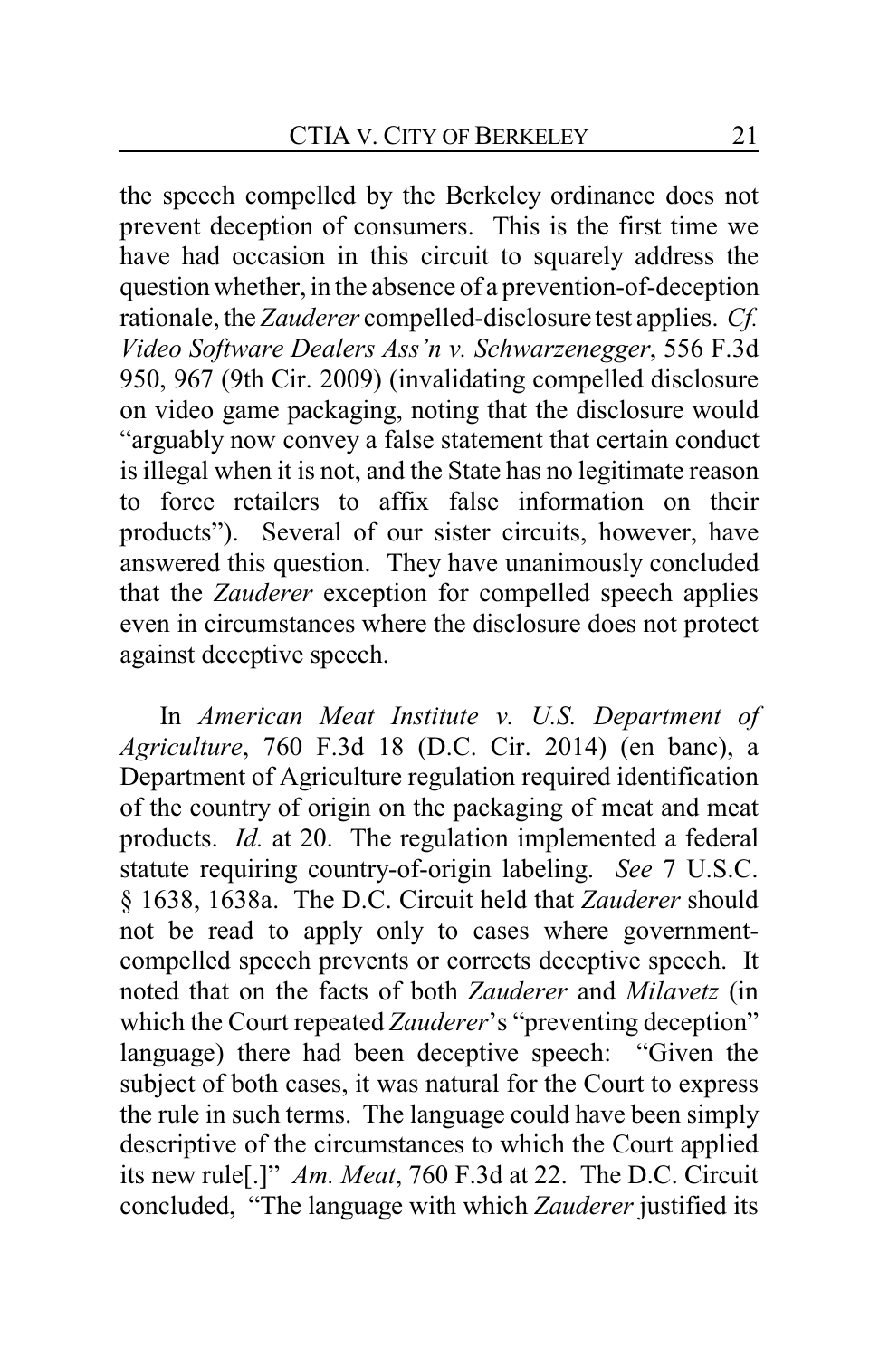the speech compelled by the Berkeley ordinance does not prevent deception of consumers. This is the first time we have had occasion in this circuit to squarely address the question whether, in the absence of a prevention-of-deception rationale, the *Zauderer* compelled-disclosure test applies. *Cf. Video Software Dealers Ass'n v. Schwarzenegger*, 556 F.3d 950, 967 (9th Cir. 2009) (invalidating compelled disclosure on video game packaging, noting that the disclosure would "arguably now convey a false statement that certain conduct is illegal when it is not, and the State has no legitimate reason to force retailers to affix false information on their products"). Several of our sister circuits, however, have answered this question. They have unanimously concluded that the *Zauderer* exception for compelled speech applies even in circumstances where the disclosure does not protect against deceptive speech.

In *American Meat Institute v. U.S. Department of Agriculture*, 760 F.3d 18 (D.C. Cir. 2014) (en banc), a Department of Agriculture regulation required identification of the country of origin on the packaging of meat and meat products. *Id.* at 20. The regulation implemented a federal statute requiring country-of-origin labeling. *See* 7 U.S.C. § 1638, 1638a. The D.C. Circuit held that *Zauderer* should not be read to apply only to cases where government-compelled speech prevents or corrects deceptive speech. It noted that on the facts of both *Zauderer* and *Milavetz* (in which the Court repeated *Zauderer*'s "preventing deception" language) there had been deceptive speech: "Given the subject of both cases, it was natural for the Court to express the rule in such terms. The language could have been simply descriptive of the circumstances to which the Court applied its new rule[.]" *Am. Meat*, 760 F.3d at 22. The D.C. Circuit concluded, "The language with which *Zauderer* justified its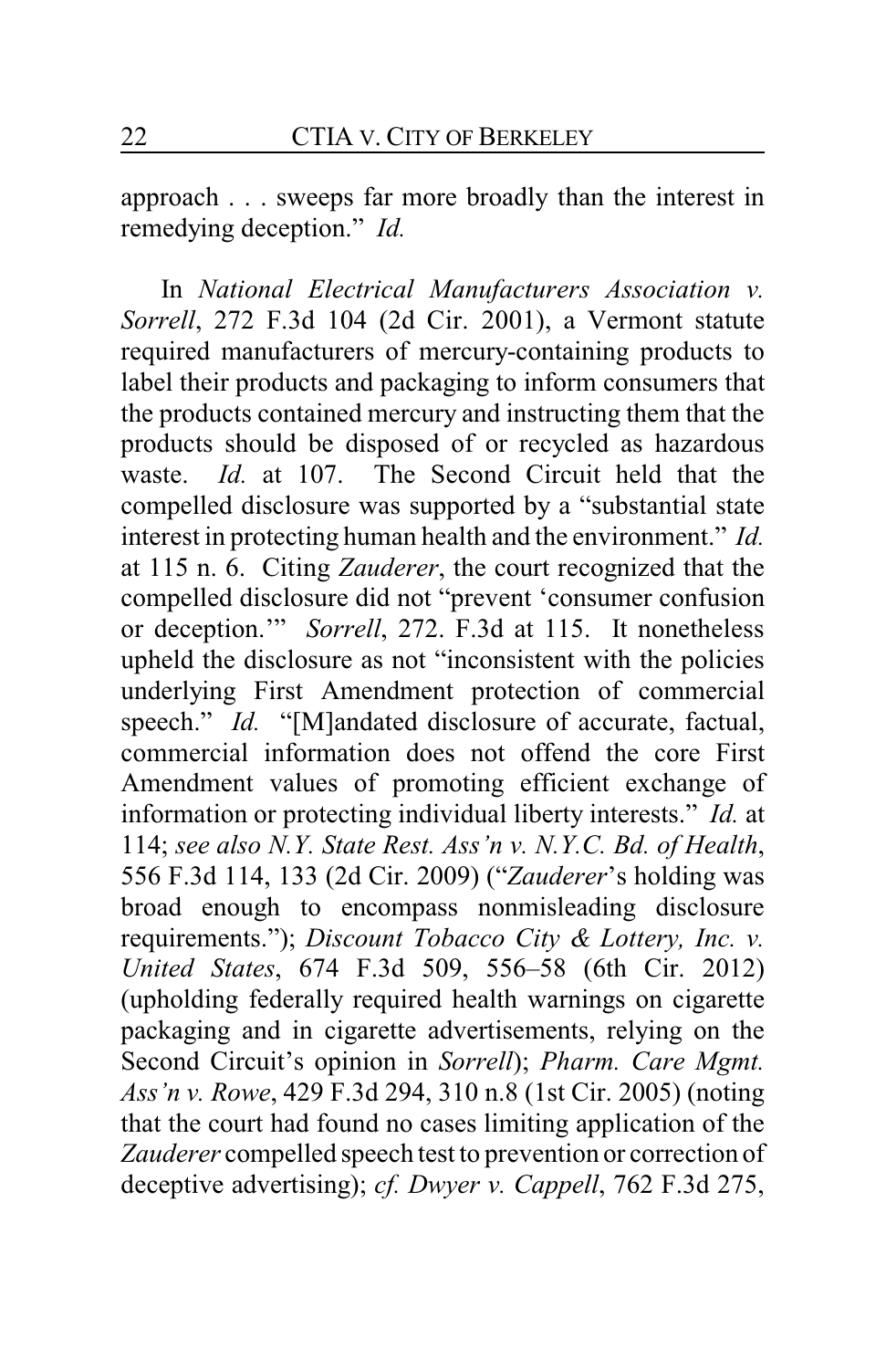approach . . . sweeps far more broadly than the interest in remedying deception." *Id.*

In *National Electrical Manufacturers Association v. Sorrell*, 272 F.3d 104 (2d Cir. 2001), a Vermont statute required manufacturers of mercury-containing products to label their products and packaging to inform consumers that the products contained mercury and instructing them that the products should be disposed of or recycled as hazardous waste. *Id.* at 107. The Second Circuit held that the compelled disclosure was supported by a "substantial state interest in protecting human health and the environment." *Id.* at 115 n. 6. Citing *Zauderer*, the court recognized that the compelled disclosure did not "prevent 'consumer confusion or deception.'" *Sorrell*, 272. F.3d at 115. It nonetheless upheld the disclosure as not "inconsistent with the policies underlying First Amendment protection of commercial speech." *Id.* "[M]andated disclosure of accurate, factual, commercial information does not offend the core First Amendment values of promoting efficient exchange of information or protecting individual liberty interests." *Id.* at 114; *see also N.Y. State Rest. Ass'n v. N.Y.C. Bd. of Health*, 556 F.3d 114, 133 (2d Cir. 2009) ("*Zauderer*'s holding was broad enough to encompass nonmisleading disclosure requirements."); *Discount Tobacco City & Lottery, Inc. v. United States*, 674 F.3d 509, 556–58 (6th Cir. 2012) (upholding federally required health warnings on cigarette packaging and in cigarette advertisements, relying on the Second Circuit's opinion in *Sorrell*); *Pharm. Care Mgmt. Ass'n v. Rowe*, 429 F.3d 294, 310 n.8 (1st Cir. 2005) (noting that the court had found no cases limiting application of the *Zauderer* compelled speech test to prevention or correction of deceptive advertising); *cf. Dwyer v. Cappell*, 762 F.3d 275,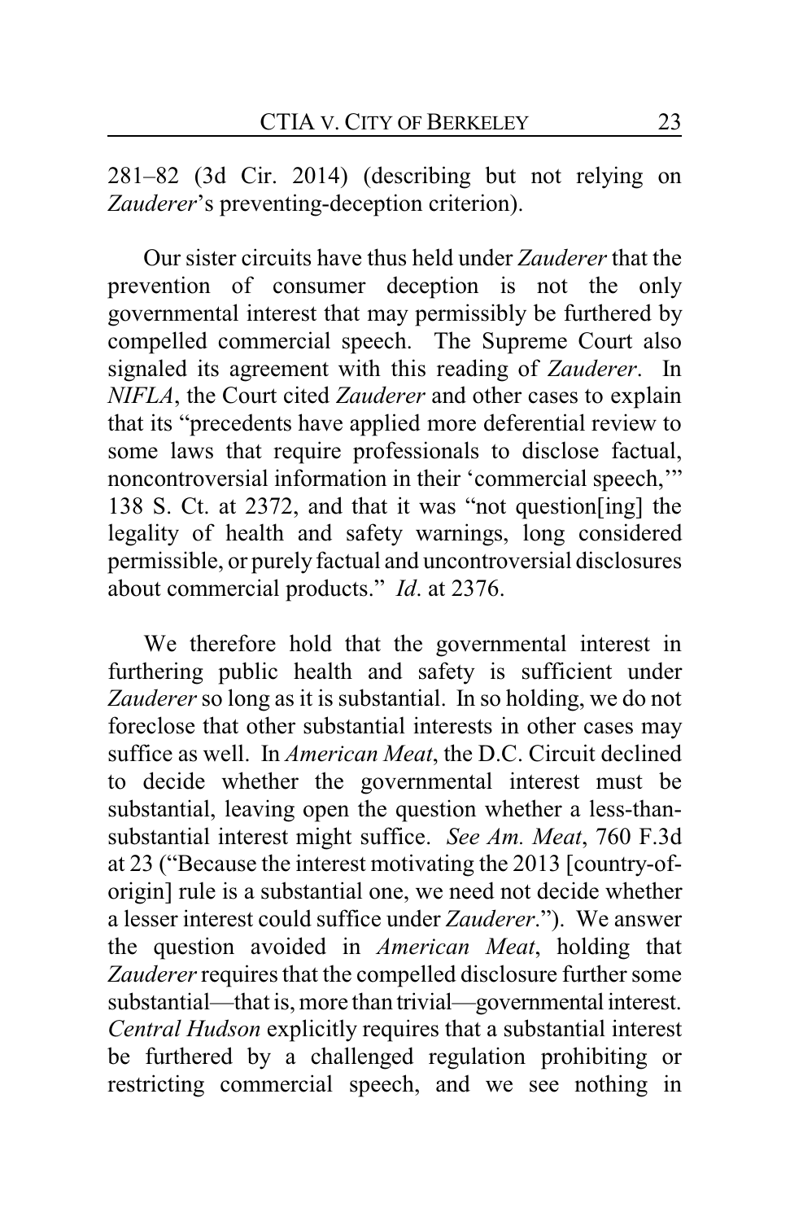281–82 (3d Cir. 2014) (describing but not relying on *Zauderer*'s preventing-deception criterion).

Our sister circuits have thus held under *Zauderer* that the prevention of consumer deception is not the only governmental interest that may permissibly be furthered by compelled commercial speech. The Supreme Court also signaled its agreement with this reading of *Zauderer*. In *NIFLA*, the Court cited *Zauderer* and other cases to explain that its "precedents have applied more deferential review to some laws that require professionals to disclose factual, noncontroversial information in their 'commercial speech,'" 138 S. Ct. at 2372, and that it was "not question[ing] the legality of health and safety warnings, long considered permissible, or purely factual and uncontroversial disclosures about commercial products." *Id*. at 2376.

We therefore hold that the governmental interest in furthering public health and safety is sufficient under *Zauderer* so long as it is substantial. In so holding, we do not foreclose that other substantial interests in other cases may suffice as well. In *American Meat*, the D.C. Circuit declined to decide whether the governmental interest must be substantial, leaving open the question whether a less-than-substantial interest might suffice. *See Am. Meat*, 760 F.3d at 23 ("Because the interest motivating the 2013 [country-of-origin] rule is a substantial one, we need not decide whether a lesser interest could suffice under *Zauderer*."). We answer the question avoided in *American Meat*, holding that *Zauderer* requires that the compelled disclosure further some substantial—that is, more than trivial—governmental interest. *Central Hudson* explicitly requires that a substantial interest be furthered by a challenged regulation prohibiting or restricting commercial speech, and we see nothing in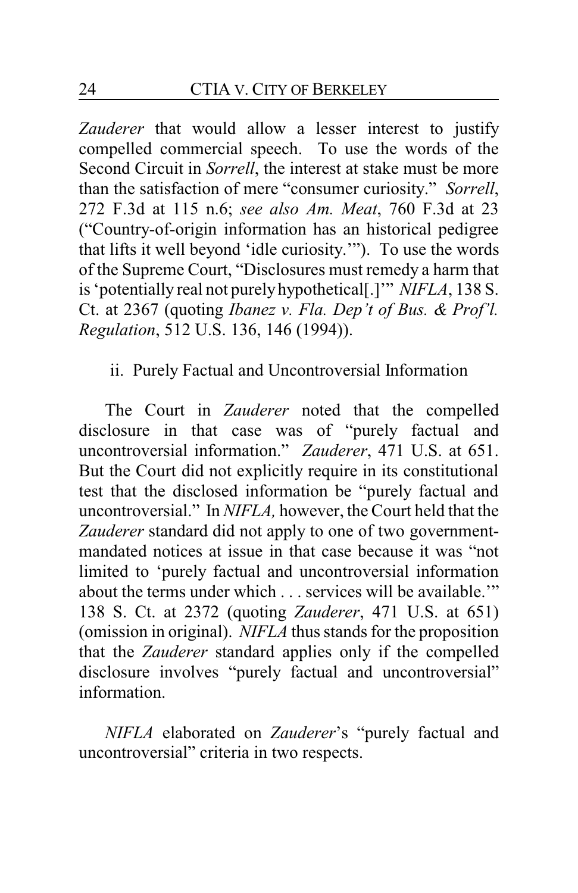*Zauderer* that would allow a lesser interest to justify compelled commercial speech. To use the words of the Second Circuit in *Sorrell*, the interest at stake must be more than the satisfaction of mere "consumer curiosity." *Sorrell*, 272 F.3d at 115 n.6; *see also Am. Meat*, 760 F.3d at 23 ("Country-of-origin information has an historical pedigree that lifts it well beyond 'idle curiosity.'"). To use the words of the Supreme Court, "Disclosures must remedy a harm that is 'potentially real not purely hypothetical[.]'" *NIFLA*, 138 S. Ct. at 2367 (quoting *Ibanez v. Fla. Dep't of Bus. & Prof'l. Regulation*, 512 U.S. 136, 146 (1994)).

ii. Purely Factual and Uncontroversial Information

The Court in *Zauderer* noted that the compelled disclosure in that case was of "purely factual and uncontroversial information." *Zauderer*, 471 U.S. at 651. But the Court did not explicitly require in its constitutional test that the disclosed information be "purely factual and uncontroversial." In *NIFLA,* however, the Court held that the *Zauderer* standard did not apply to one of two government-mandated notices at issue in that case because it was "not limited to 'purely factual and uncontroversial information about the terms under which . . . services will be available.'" 138 S. Ct. at 2372 (quoting *Zauderer*, 471 U.S. at 651) (omission in original). *NIFLA* thus stands for the proposition that the *Zauderer* standard applies only if the compelled disclosure involves "purely factual and uncontroversial" information.

*NIFLA* elaborated on *Zauderer*'s "purely factual and uncontroversial" criteria in two respects.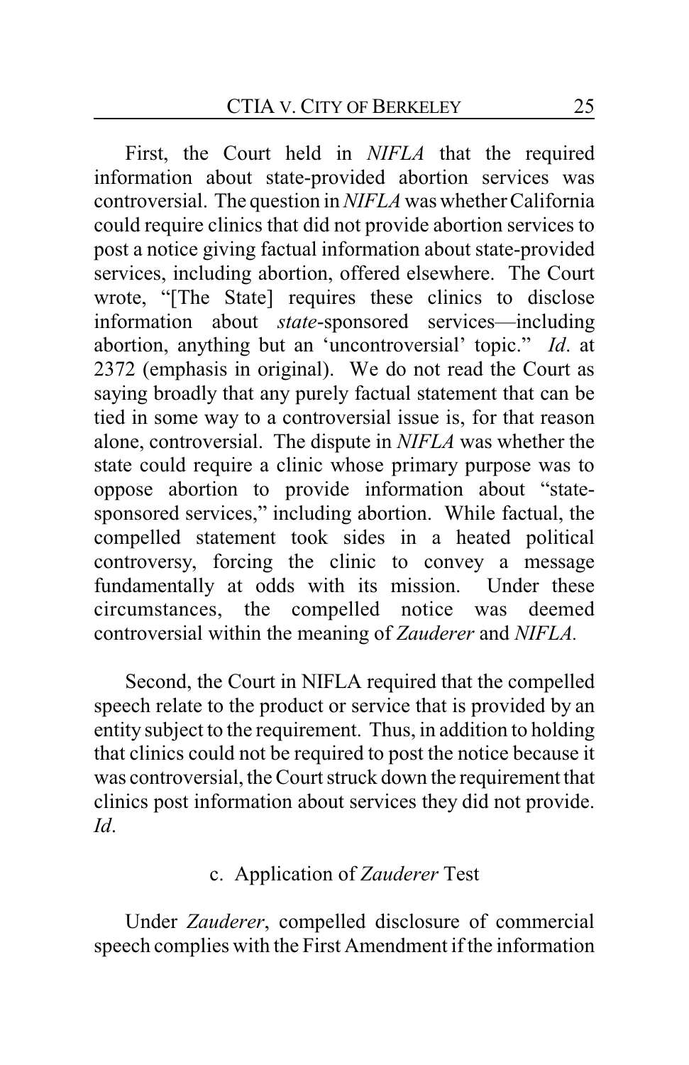First, the Court held in *NIFLA* that the required information about state-provided abortion services was controversial. The question in *NIFLA* was whether California could require clinics that did not provide abortion services to post a notice giving factual information about state-provided services, including abortion, offered elsewhere. The Court wrote, "[The State] requires these clinics to disclose information about *state*-sponsored services—including abortion, anything but an 'uncontroversial' topic." *Id*. at 2372 (emphasis in original). We do not read the Court as saying broadly that any purely factual statement that can be tied in some way to a controversial issue is, for that reason alone, controversial. The dispute in *NIFLA* was whether the state could require a clinic whose primary purpose was to oppose abortion to provide information about "state-sponsored services," including abortion. While factual, the compelled statement took sides in a heated political controversy, forcing the clinic to convey a message fundamentally at odds with its mission. Under these circumstances, the compelled notice was deemed controversial within the meaning of *Zauderer* and *NIFLA.*

Second, the Court in NIFLA required that the compelled speech relate to the product or service that is provided by an entity subject to the requirement. Thus, in addition to holding that clinics could not be required to post the notice because it was controversial, the Court struck down the requirement that clinics post information about services they did not provide. *Id*.

c. Application of *Zauderer* Test

Under *Zauderer*, compelled disclosure of commercial speech complies with the First Amendment if the information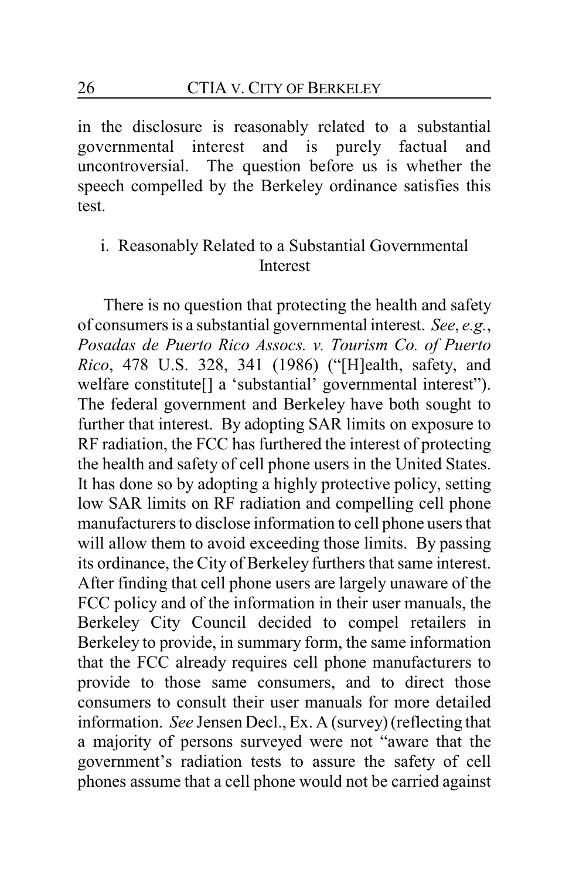in the disclosure is reasonably related to a substantial governmental interest and is purely factual and uncontroversial. The question before us is whether the speech compelled by the Berkeley ordinance satisfies this test.

### i. Reasonably Related to a Substantial Governmental Interest

There is no question that protecting the health and safety of consumers is a substantial governmental interest. *See*, *e.g.*, *Posadas de Puerto Rico Assocs. v. Tourism Co. of Puerto Rico*, 478 U.S. 328, 341 (1986) ("[H]ealth, safety, and welfare constitute[] a 'substantial' governmental interest"). The federal government and Berkeley have both sought to further that interest. By adopting SAR limits on exposure to RF radiation, the FCC has furthered the interest of protecting the health and safety of cell phone users in the United States. It has done so by adopting a highly protective policy, setting low SAR limits on RF radiation and compelling cell phone manufacturers to disclose information to cell phone users that will allow them to avoid exceeding those limits. By passing its ordinance, the City of Berkeley furthers that same interest. After finding that cell phone users are largely unaware of the FCC policy and of the information in their user manuals, the Berkeley City Council decided to compel retailers in Berkeley to provide, in summary form, the same information that the FCC already requires cell phone manufacturers to provide to those same consumers, and to direct those consumers to consult their user manuals for more detailed information. *See* Jensen Decl., Ex. A (survey) (reflecting that a majority of persons surveyed were not "aware that the government's radiation tests to assure the safety of cell phones assume that a cell phone would not be carried against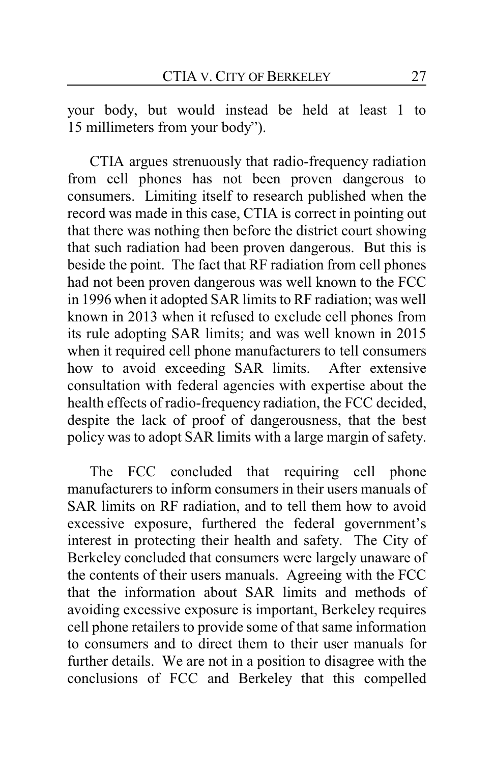your body, but would instead be held at least 1 to 15 millimeters from your body").

CTIA argues strenuously that radio-frequency radiation from cell phones has not been proven dangerous to consumers. Limiting itself to research published when the record was made in this case, CTIA is correct in pointing out that there was nothing then before the district court showing that such radiation had been proven dangerous. But this is beside the point. The fact that RF radiation from cell phones had not been proven dangerous was well known to the FCC in 1996 when it adopted SAR limits to RF radiation; was well known in 2013 when it refused to exclude cell phones from its rule adopting SAR limits; and was well known in 2015 when it required cell phone manufacturers to tell consumers how to avoid exceeding SAR limits. After extensive consultation with federal agencies with expertise about the health effects of radio-frequency radiation, the FCC decided, despite the lack of proof of dangerousness, that the best policy was to adopt SAR limits with a large margin of safety.

The FCC concluded that requiring cell phone manufacturers to inform consumers in their users manuals of SAR limits on RF radiation, and to tell them how to avoid excessive exposure, furthered the federal government's interest in protecting their health and safety. The City of Berkeley concluded that consumers were largely unaware of the contents of their users manuals. Agreeing with the FCC that the information about SAR limits and methods of avoiding excessive exposure is important, Berkeley requires cell phone retailers to provide some of that same information to consumers and to direct them to their user manuals for further details. We are not in a position to disagree with the conclusions of FCC and Berkeley that this compelled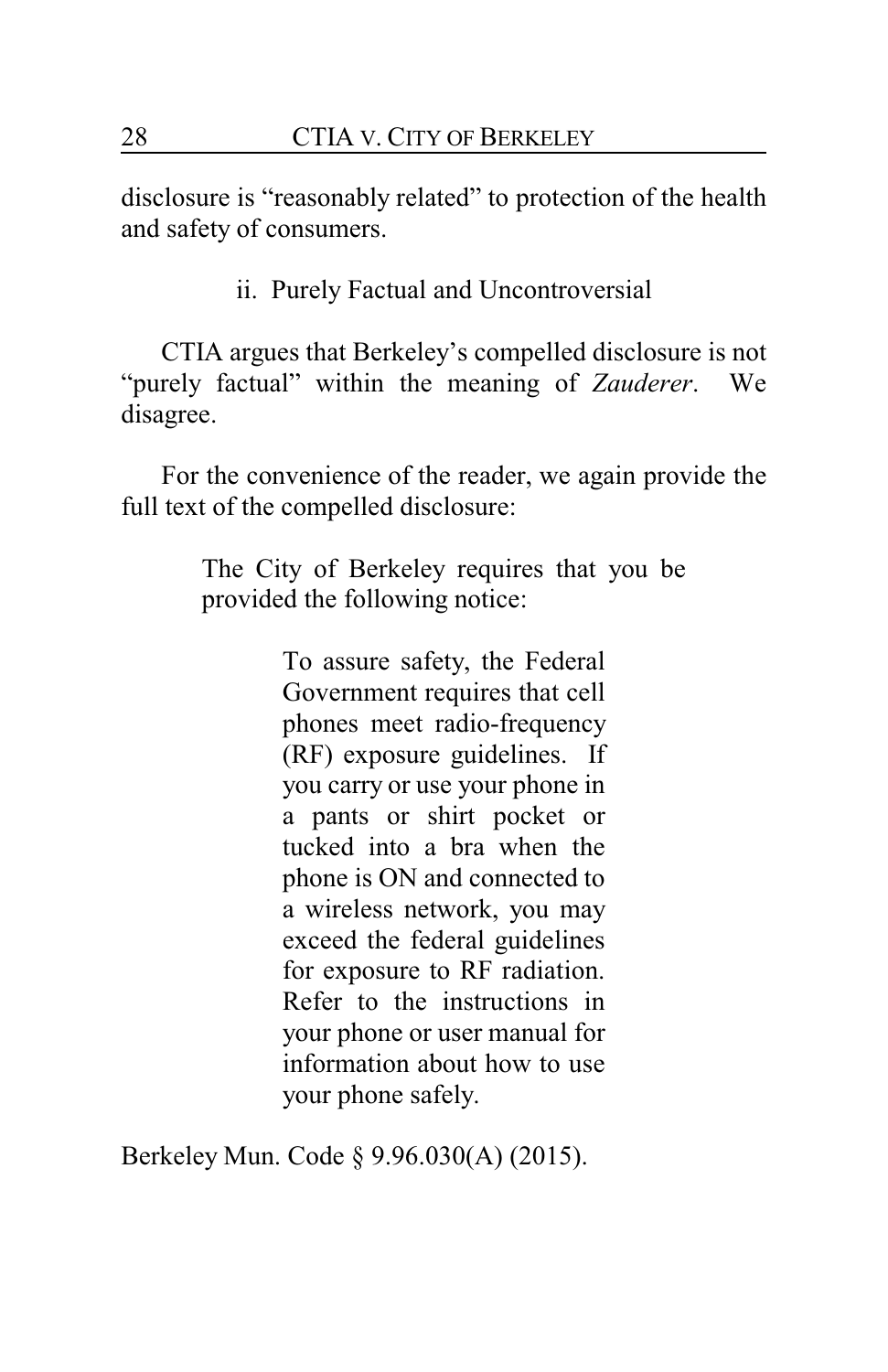disclosure is "reasonably related" to protection of the health and safety of consumers.

### ii. Purely Factual and Uncontroversial

CTIA argues that Berkeley's compelled disclosure is not "purely factual" within the meaning of *Zauderer*. We disagree.

For the convenience of the reader, we again provide the full text of the compelled disclosure:

> The City of Berkeley requires that you be provided the following notice:
>
> > To assure safety, the Federal Government requires that cell phones meet radio-frequency (RF) exposure guidelines. If you carry or use your phone in a pants or shirt pocket or tucked into a bra when the phone is ON and connected to a wireless network, you may exceed the federal guidelines for exposure to RF radiation. Refer to the instructions in your phone or user manual for information about how to use your phone safely.

Berkeley Mun. Code § 9.96.030(A) (2015).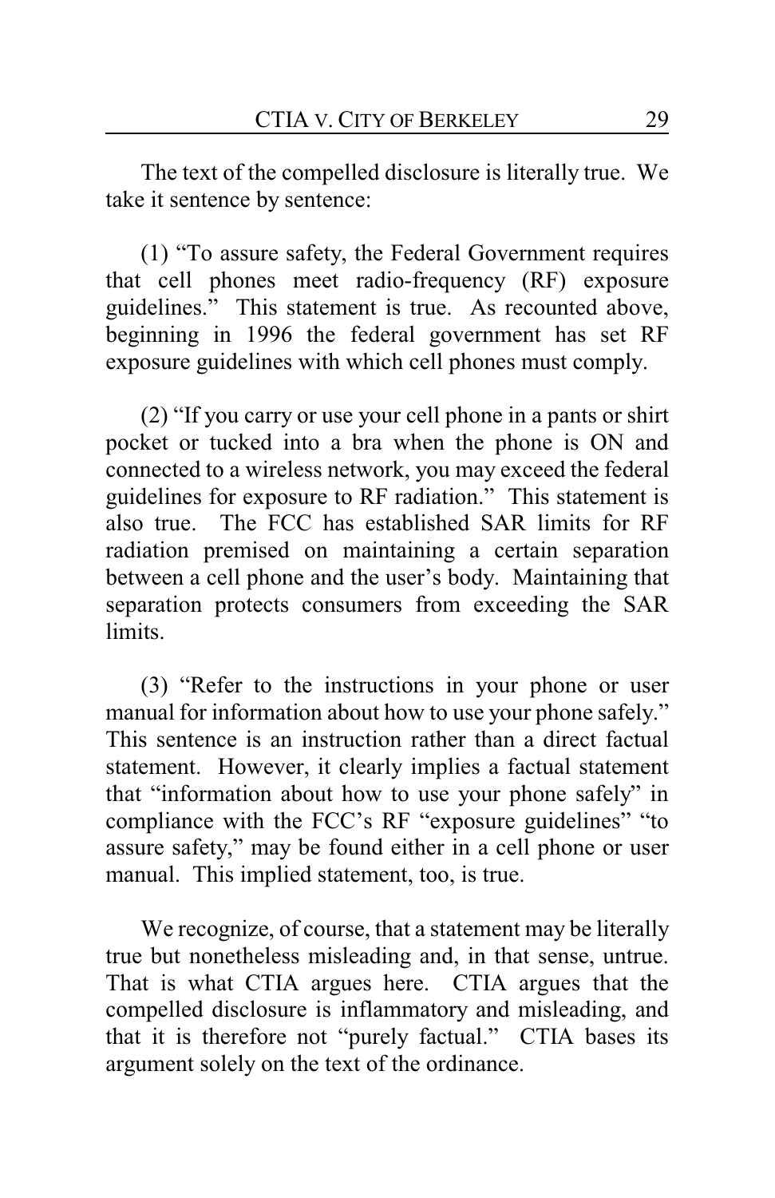The text of the compelled disclosure is literally true. We take it sentence by sentence:

(1) "To assure safety, the Federal Government requires that cell phones meet radio-frequency (RF) exposure guidelines." This statement is true. As recounted above, beginning in 1996 the federal government has set RF exposure guidelines with which cell phones must comply.

(2) "If you carry or use your cell phone in a pants or shirt pocket or tucked into a bra when the phone is ON and connected to a wireless network, you may exceed the federal guidelines for exposure to RF radiation." This statement is also true. The FCC has established SAR limits for RF radiation premised on maintaining a certain separation between a cell phone and the user's body. Maintaining that separation protects consumers from exceeding the SAR limits.

(3) "Refer to the instructions in your phone or user manual for information about how to use your phone safely." This sentence is an instruction rather than a direct factual statement. However, it clearly implies a factual statement that "information about how to use your phone safely" in compliance with the FCC's RF "exposure guidelines" "to assure safety," may be found either in a cell phone or user manual. This implied statement, too, is true.

We recognize, of course, that a statement may be literally true but nonetheless misleading and, in that sense, untrue. That is what CTIA argues here. CTIA argues that the compelled disclosure is inflammatory and misleading, and that it is therefore not "purely factual." CTIA bases its argument solely on the text of the ordinance.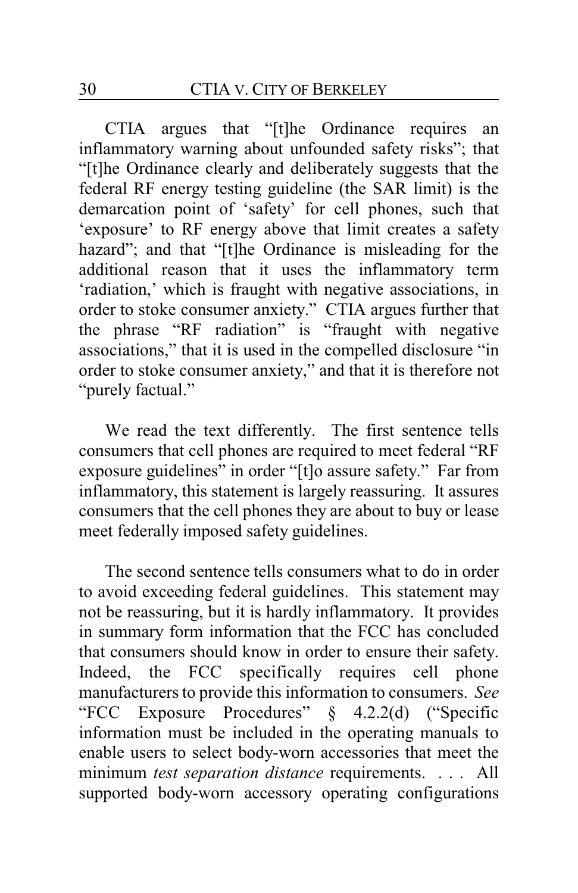CTIA argues that "[t]he Ordinance requires an inflammatory warning about unfounded safety risks"; that "[t]he Ordinance clearly and deliberately suggests that the federal RF energy testing guideline (the SAR limit) is the demarcation point of 'safety' for cell phones, such that 'exposure' to RF energy above that limit creates a safety hazard"; and that "[t]he Ordinance is misleading for the additional reason that it uses the inflammatory term 'radiation,' which is fraught with negative associations, in order to stoke consumer anxiety." CTIA argues further that the phrase "RF radiation" is "fraught with negative associations," that it is used in the compelled disclosure "in order to stoke consumer anxiety," and that it is therefore not "purely factual."

We read the text differently. The first sentence tells consumers that cell phones are required to meet federal "RF exposure guidelines" in order "[t]o assure safety." Far from inflammatory, this statement is largely reassuring. It assures consumers that the cell phones they are about to buy or lease meet federally imposed safety guidelines.

The second sentence tells consumers what to do in order to avoid exceeding federal guidelines. This statement may not be reassuring, but it is hardly inflammatory. It provides in summary form information that the FCC has concluded that consumers should know in order to ensure their safety. Indeed, the FCC specifically requires cell phone manufacturers to provide this information to consumers. *See* "FCC Exposure Procedures" § 4.2.2(d) ("Specific information must be included in the operating manuals to enable users to select body-worn accessories that meet the minimum *test separation distance* requirements. . . . All supported body-worn accessory operating configurations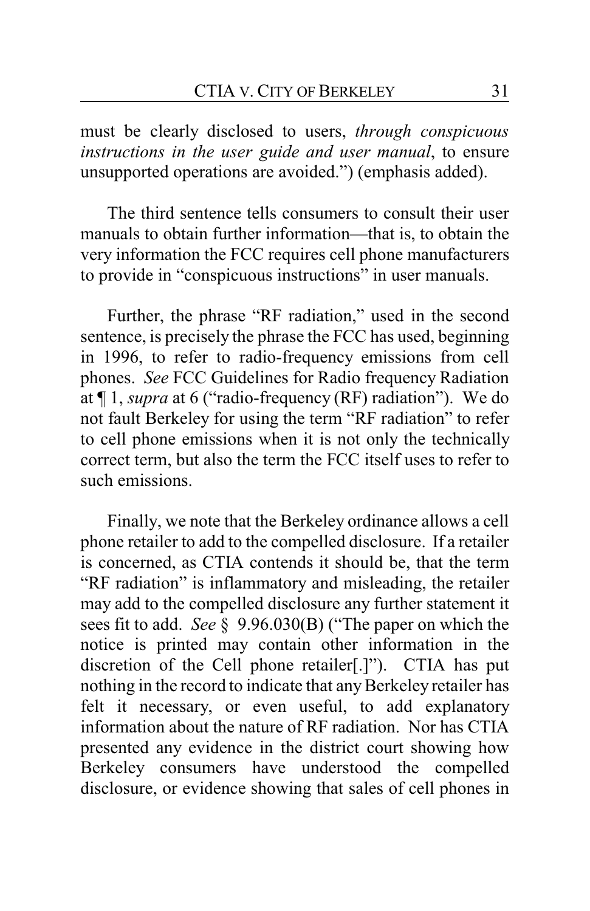must be clearly disclosed to users, *through conspicuous instructions in the user guide and user manual*, to ensure unsupported operations are avoided.") (emphasis added).

The third sentence tells consumers to consult their user manuals to obtain further information—that is, to obtain the very information the FCC requires cell phone manufacturers to provide in "conspicuous instructions" in user manuals.

Further, the phrase "RF radiation," used in the second sentence, is precisely the phrase the FCC has used, beginning in 1996, to refer to radio-frequency emissions from cell phones. *See* FCC Guidelines for Radio frequency Radiation at ¶ 1, *supra* at 6 ("radio-frequency (RF) radiation"). We do not fault Berkeley for using the term "RF radiation" to refer to cell phone emissions when it is not only the technically correct term, but also the term the FCC itself uses to refer to such emissions.

Finally, we note that the Berkeley ordinance allows a cell phone retailer to add to the compelled disclosure. If a retailer is concerned, as CTIA contends it should be, that the term "RF radiation" is inflammatory and misleading, the retailer may add to the compelled disclosure any further statement it sees fit to add. *See* § 9.96.030(B) ("The paper on which the notice is printed may contain other information in the discretion of the Cell phone retailer[.]"). CTIA has put nothing in the record to indicate that any Berkeley retailer has felt it necessary, or even useful, to add explanatory information about the nature of RF radiation. Nor has CTIA presented any evidence in the district court showing how Berkeley consumers have understood the compelled disclosure, or evidence showing that sales of cell phones in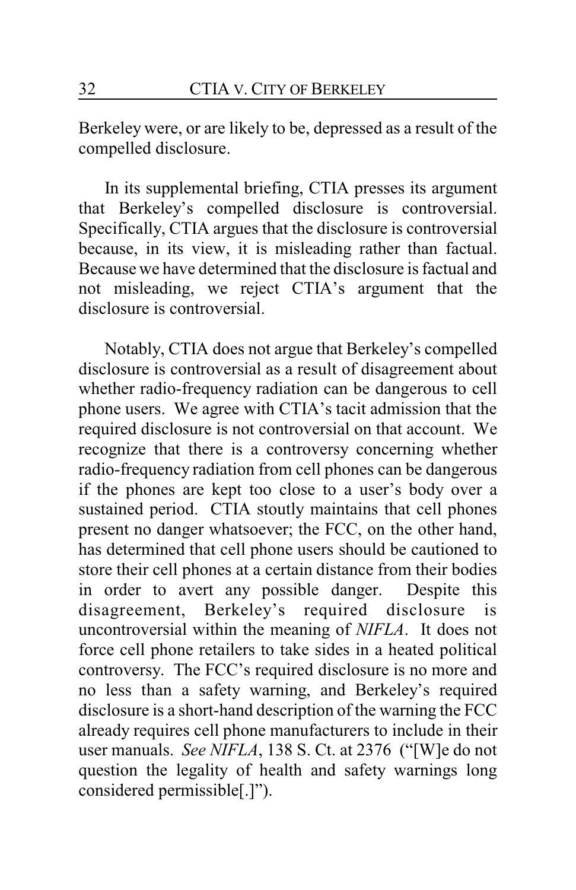Berkeley were, or are likely to be, depressed as a result of the compelled disclosure.

In its supplemental briefing, CTIA presses its argument that Berkeley's compelled disclosure is controversial. Specifically, CTIA argues that the disclosure is controversial because, in its view, it is misleading rather than factual. Because we have determined that the disclosure is factual and not misleading, we reject CTIA's argument that the disclosure is controversial.

Notably, CTIA does not argue that Berkeley's compelled disclosure is controversial as a result of disagreement about whether radio-frequency radiation can be dangerous to cell phone users. We agree with CTIA's tacit admission that the required disclosure is not controversial on that account. We recognize that there is a controversy concerning whether radio-frequency radiation from cell phones can be dangerous if the phones are kept too close to a user's body over a sustained period. CTIA stoutly maintains that cell phones present no danger whatsoever; the FCC, on the other hand, has determined that cell phone users should be cautioned to store their cell phones at a certain distance from their bodies in order to avert any possible danger. Despite this disagreement, Berkeley's required disclosure is uncontroversial within the meaning of *NIFLA*. It does not force cell phone retailers to take sides in a heated political controversy. The FCC's required disclosure is no more and no less than a safety warning, and Berkeley's required disclosure is a short-hand description of the warning the FCC already requires cell phone manufacturers to include in their user manuals. *See NIFLA*, 138 S. Ct. at 2376 ("[W]e do not question the legality of health and safety warnings long considered permissible[.]").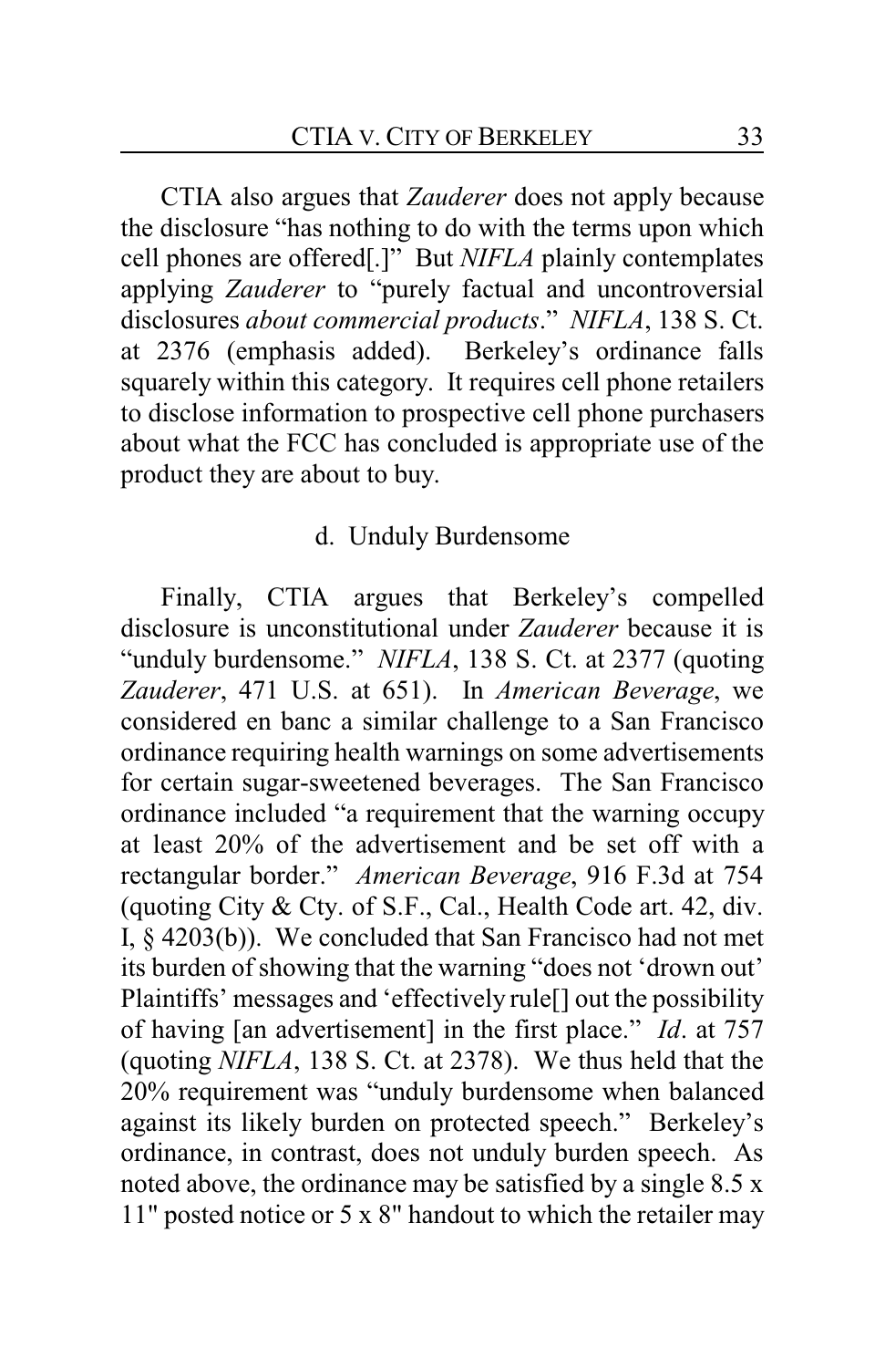CTIA also argues that *Zauderer* does not apply because the disclosure "has nothing to do with the terms upon which cell phones are offered[.]" But *NIFLA* plainly contemplates applying *Zauderer* to "purely factual and uncontroversial disclosures *about commercial products*." *NIFLA*, 138 S. Ct. at 2376 (emphasis added). Berkeley's ordinance falls squarely within this category. It requires cell phone retailers to disclose information to prospective cell phone purchasers about what the FCC has concluded is appropriate use of the product they are about to buy.

#### d. Unduly Burdensome

Finally, CTIA argues that Berkeley's compelled disclosure is unconstitutional under *Zauderer* because it is "unduly burdensome." *NIFLA*, 138 S. Ct. at 2377 (quoting *Zauderer*, 471 U.S. at 651). In *American Beverage*, we considered en banc a similar challenge to a San Francisco ordinance requiring health warnings on some advertisements for certain sugar-sweetened beverages. The San Francisco ordinance included "a requirement that the warning occupy at least 20% of the advertisement and be set off with a rectangular border." *American Beverage*, 916 F.3d at 754 (quoting City & Cty. of S.F., Cal., Health Code art. 42, div. I, § 4203(b)). We concluded that San Francisco had not met its burden of showing that the warning "does not 'drown out' Plaintiffs' messages and 'effectively rule[] out the possibility of having [an advertisement] in the first place." *Id*. at 757 (quoting *NIFLA*, 138 S. Ct. at 2378). We thus held that the 20% requirement was "unduly burdensome when balanced against its likely burden on protected speech." Berkeley's ordinance, in contrast, does not unduly burden speech. As noted above, the ordinance may be satisfied by a single 8.5 x 11" posted notice or 5 x 8" handout to which the retailer may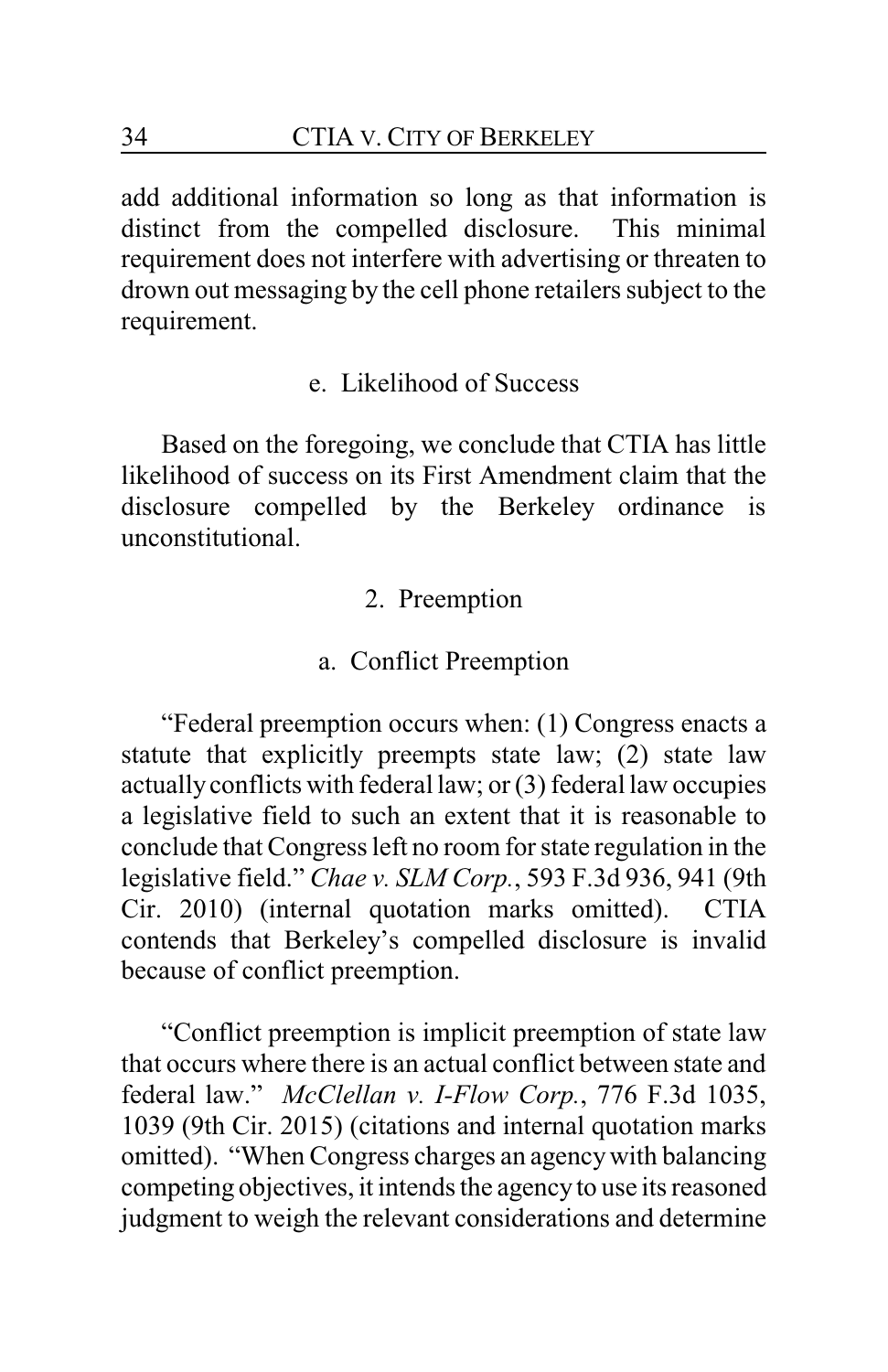add additional information so long as that information is distinct from the compelled disclosure. This minimal requirement does not interfere with advertising or threaten to drown out messaging by the cell phone retailers subject to the requirement.

#### e. Likelihood of Success

Based on the foregoing, we conclude that CTIA has little likelihood of success on its First Amendment claim that the disclosure compelled by the Berkeley ordinance is unconstitutional.

### 2. Preemption

#### a. Conflict Preemption

"Federal preemption occurs when: (1) Congress enacts a statute that explicitly preempts state law; (2) state law actually conflicts with federal law; or (3) federal law occupies a legislative field to such an extent that it is reasonable to conclude that Congress left no room for state regulation in the legislative field." *Chae v. SLM Corp.*, 593 F.3d 936, 941 (9th Cir. 2010) (internal quotation marks omitted). CTIA contends that Berkeley's compelled disclosure is invalid because of conflict preemption.

"Conflict preemption is implicit preemption of state law that occurs where there is an actual conflict between state and federal law." *McClellan v. I-Flow Corp.*, 776 F.3d 1035, 1039 (9th Cir. 2015) (citations and internal quotation marks omitted). "When Congress charges an agency with balancing competing objectives, it intends the agency to use its reasoned judgment to weigh the relevant considerations and determine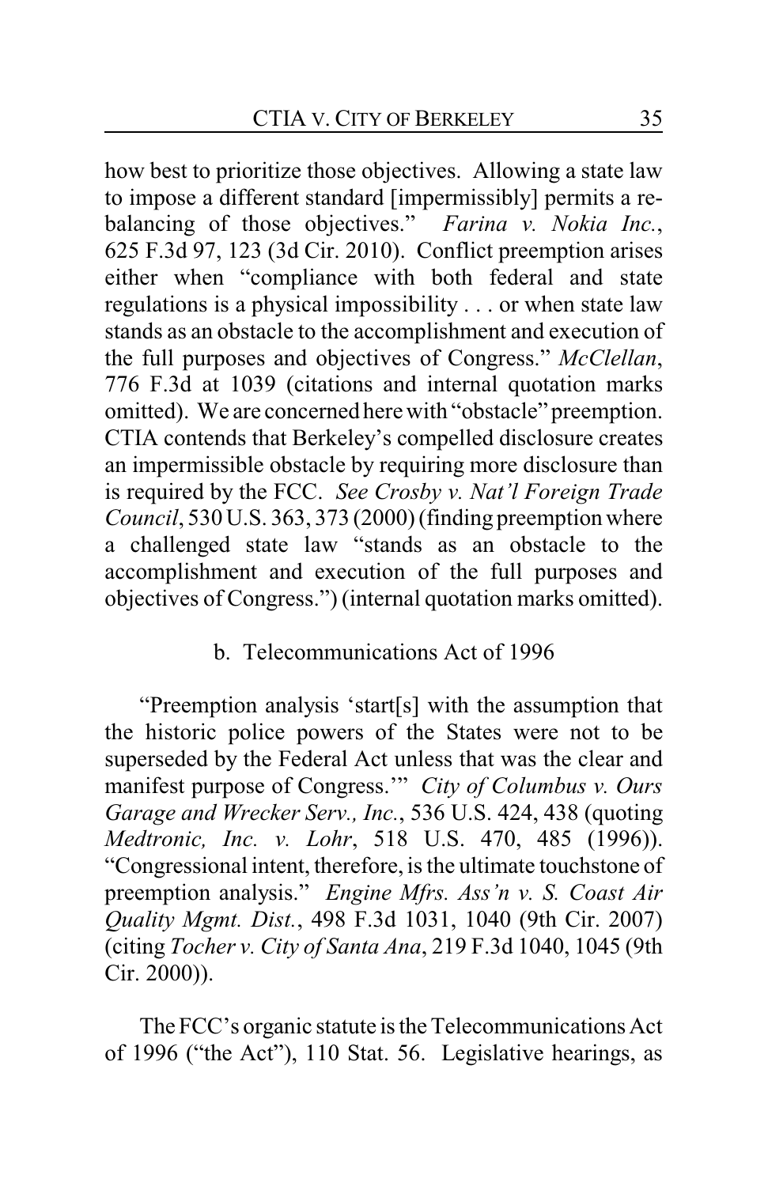how best to prioritize those objectives. Allowing a state law to impose a different standard [impermissibly] permits a re-balancing of those objectives." *Farina v. Nokia Inc.*, 625 F.3d 97, 123 (3d Cir. 2010). Conflict preemption arises either when "compliance with both federal and state regulations is a physical impossibility . . . or when state law stands as an obstacle to the accomplishment and execution of the full purposes and objectives of Congress." *McClellan*, 776 F.3d at 1039 (citations and internal quotation marks omitted). We are concerned here with "obstacle" preemption. CTIA contends that Berkeley's compelled disclosure creates an impermissible obstacle by requiring more disclosure than is required by the FCC. *See Crosby v. Nat'l Foreign Trade Council*, 530 U.S. 363, 373 (2000) (finding preemption where a challenged state law "stands as an obstacle to the accomplishment and execution of the full purposes and objectives of Congress.") (internal quotation marks omitted).

b. Telecommunications Act of 1996

"Preemption analysis 'start[s] with the assumption that the historic police powers of the States were not to be superseded by the Federal Act unless that was the clear and manifest purpose of Congress.'" *City of Columbus v. Ours Garage and Wrecker Serv., Inc.*, 536 U.S. 424, 438 (quoting *Medtronic, Inc. v. Lohr*, 518 U.S. 470, 485 (1996)). "Congressional intent, therefore, is the ultimate touchstone of preemption analysis." *Engine Mfrs. Ass'n v. S. Coast Air Quality Mgmt. Dist.*, 498 F.3d 1031, 1040 (9th Cir. 2007) (citing *Tocher v. City of Santa Ana*, 219 F.3d 1040, 1045 (9th Cir. 2000)).

The FCC's organic statute is the Telecommunications Act of 1996 ("the Act"), 110 Stat. 56. Legislative hearings, as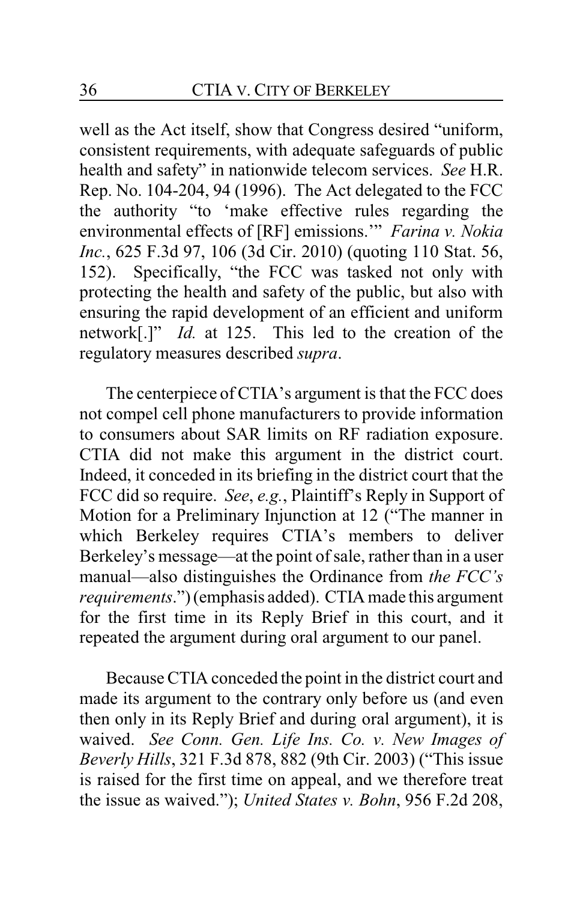well as the Act itself, show that Congress desired "uniform, consistent requirements, with adequate safeguards of public health and safety" in nationwide telecom services. *See* H.R. Rep. No. 104-204, 94 (1996). The Act delegated to the FCC the authority "to 'make effective rules regarding the environmental effects of [RF] emissions.'" *Farina v. Nokia Inc.*, 625 F.3d 97, 106 (3d Cir. 2010) (quoting 110 Stat. 56, 152). Specifically, "the FCC was tasked not only with protecting the health and safety of the public, but also with ensuring the rapid development of an efficient and uniform network[.]" *Id.* at 125. This led to the creation of the regulatory measures described *supra*.

The centerpiece of CTIA's argument is that the FCC does not compel cell phone manufacturers to provide information to consumers about SAR limits on RF radiation exposure. CTIA did not make this argument in the district court. Indeed, it conceded in its briefing in the district court that the FCC did so require. *See*, *e.g.*, Plaintiff's Reply in Support of Motion for a Preliminary Injunction at 12 ("The manner in which Berkeley requires CTIA's members to deliver Berkeley's message—at the point of sale, rather than in a user manual—also distinguishes the Ordinance from *the FCC's requirements*.") (emphasis added). CTIA made this argument for the first time in its Reply Brief in this court, and it repeated the argument during oral argument to our panel.

Because CTIA conceded the point in the district court and made its argument to the contrary only before us (and even then only in its Reply Brief and during oral argument), it is waived. *See Conn. Gen. Life Ins. Co. v. New Images of Beverly Hills*, 321 F.3d 878, 882 (9th Cir. 2003) ("This issue is raised for the first time on appeal, and we therefore treat the issue as waived."); *United States v. Bohn*, 956 F.2d 208,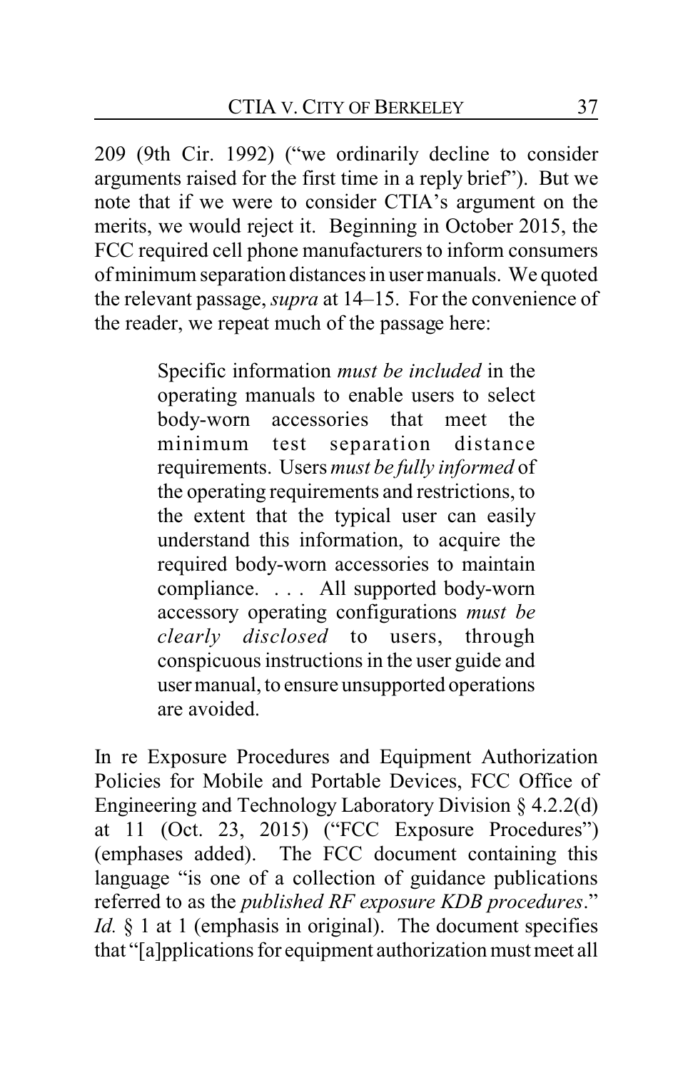209 (9th Cir. 1992) ("we ordinarily decline to consider arguments raised for the first time in a reply brief"). But we note that if we were to consider CTIA's argument on the merits, we would reject it. Beginning in October 2015, the FCC required cell phone manufacturers to inform consumers of minimum separation distances in user manuals. We quoted the relevant passage, *supra* at 14–15. For the convenience of the reader, we repeat much of the passage here:

> Specific information *must be included* in the operating manuals to enable users to select body-worn accessories that meet the minimum test separation distance requirements. Users *must be fully informed* of the operating requirements and restrictions, to the extent that the typical user can easily understand this information, to acquire the required body-worn accessories to maintain compliance. . . . All supported body-worn accessory operating configurations *must be clearly disclosed* to users, through conspicuous instructions in the user guide and user manual, to ensure unsupported operations are avoided.

In re Exposure Procedures and Equipment Authorization Policies for Mobile and Portable Devices, FCC Office of Engineering and Technology Laboratory Division § 4.2.2(d) at 11 (Oct. 23, 2015) ("FCC Exposure Procedures") (emphases added). The FCC document containing this language "is one of a collection of guidance publications referred to as the *published RF exposure KDB procedures*." *Id.* § 1 at 1 (emphasis in original). The document specifies that "[a]pplications for equipment authorization must meet all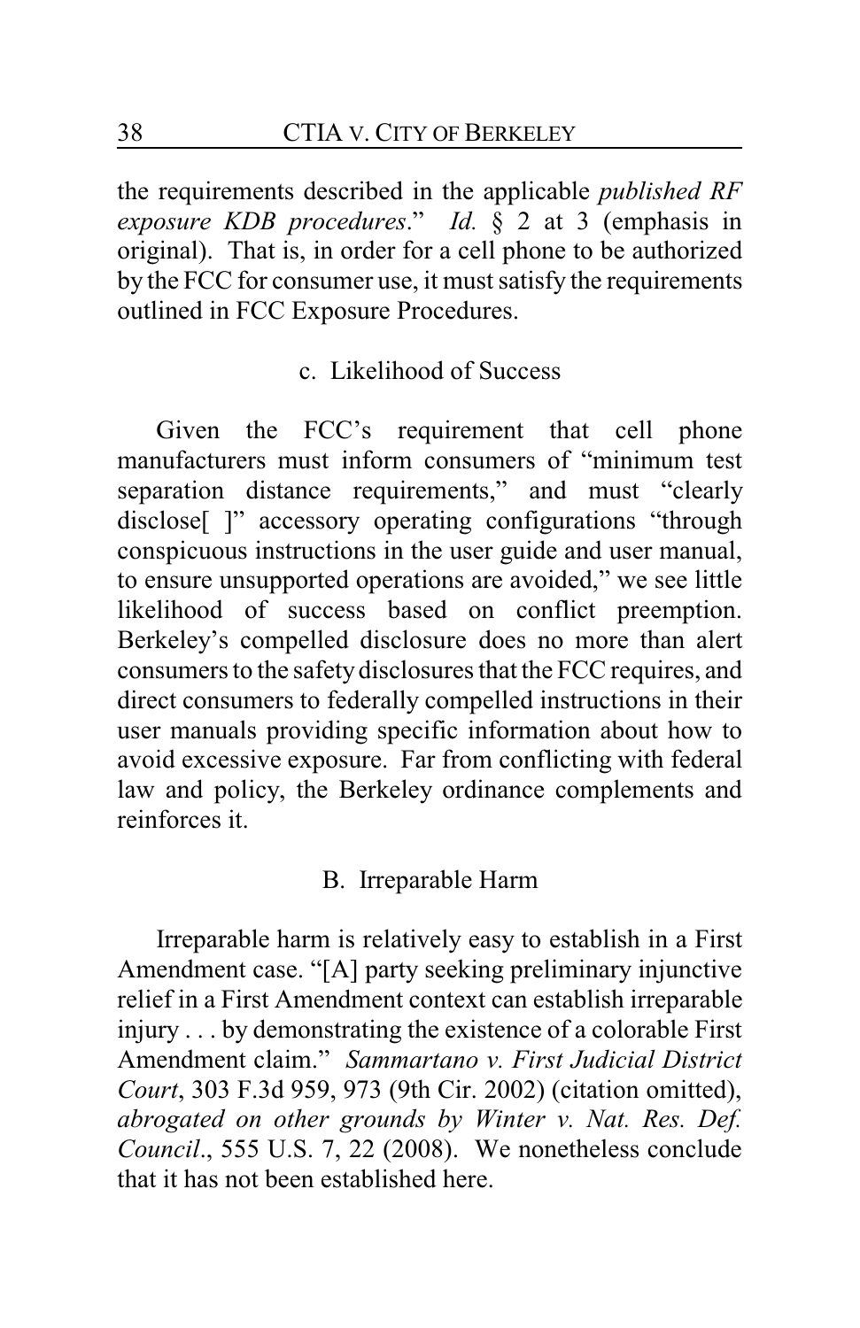the requirements described in the applicable *published RF exposure KDB procedures*." *Id.* § 2 at 3 (emphasis in original). That is, in order for a cell phone to be authorized by the FCC for consumer use, it must satisfy the requirements outlined in FCC Exposure Procedures.

### c. Likelihood of Success

Given the FCC's requirement that cell phone manufacturers must inform consumers of "minimum test separation distance requirements," and must "clearly disclose[ ]" accessory operating configurations "through conspicuous instructions in the user guide and user manual, to ensure unsupported operations are avoided," we see little likelihood of success based on conflict preemption. Berkeley's compelled disclosure does no more than alert consumers to the safety disclosures that the FCC requires, and direct consumers to federally compelled instructions in their user manuals providing specific information about how to avoid excessive exposure. Far from conflicting with federal law and policy, the Berkeley ordinance complements and reinforces it.

## B. Irreparable Harm

Irreparable harm is relatively easy to establish in a First Amendment case. "[A] party seeking preliminary injunctive relief in a First Amendment context can establish irreparable injury . . . by demonstrating the existence of a colorable First Amendment claim." *Sammartano v. First Judicial District Court*, 303 F.3d 959, 973 (9th Cir. 2002) (citation omitted), *abrogated on other grounds by Winter v. Nat. Res. Def. Council*., 555 U.S. 7, 22 (2008). We nonetheless conclude that it has not been established here.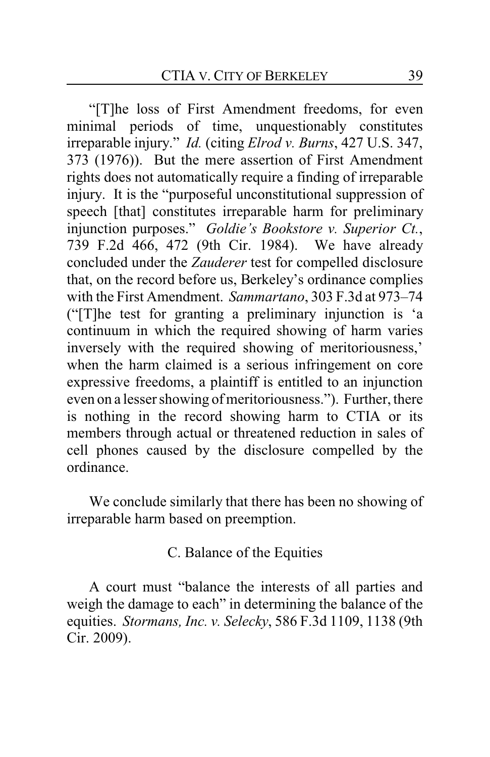"[T]he loss of First Amendment freedoms, for even minimal periods of time, unquestionably constitutes irreparable injury." *Id.* (citing *Elrod v. Burns*, 427 U.S. 347, 373 (1976)). But the mere assertion of First Amendment rights does not automatically require a finding of irreparable injury. It is the "purposeful unconstitutional suppression of speech [that] constitutes irreparable harm for preliminary injunction purposes." *Goldie's Bookstore v. Superior Ct.*, 739 F.2d 466, 472 (9th Cir. 1984). We have already concluded under the *Zauderer* test for compelled disclosure that, on the record before us, Berkeley's ordinance complies with the First Amendment. *Sammartano*, 303 F.3d at 973–74 ("[T]he test for granting a preliminary injunction is 'a continuum in which the required showing of harm varies inversely with the required showing of meritoriousness,' when the harm claimed is a serious infringement on core expressive freedoms, a plaintiff is entitled to an injunction even on a lesser showing of meritoriousness."). Further, there is nothing in the record showing harm to CTIA or its members through actual or threatened reduction in sales of cell phones caused by the disclosure compelled by the ordinance.

We conclude similarly that there has been no showing of irreparable harm based on preemption.

### C. Balance of the Equities

A court must "balance the interests of all parties and weigh the damage to each" in determining the balance of the equities. *Stormans, Inc. v. Selecky*, 586 F.3d 1109, 1138 (9th Cir. 2009).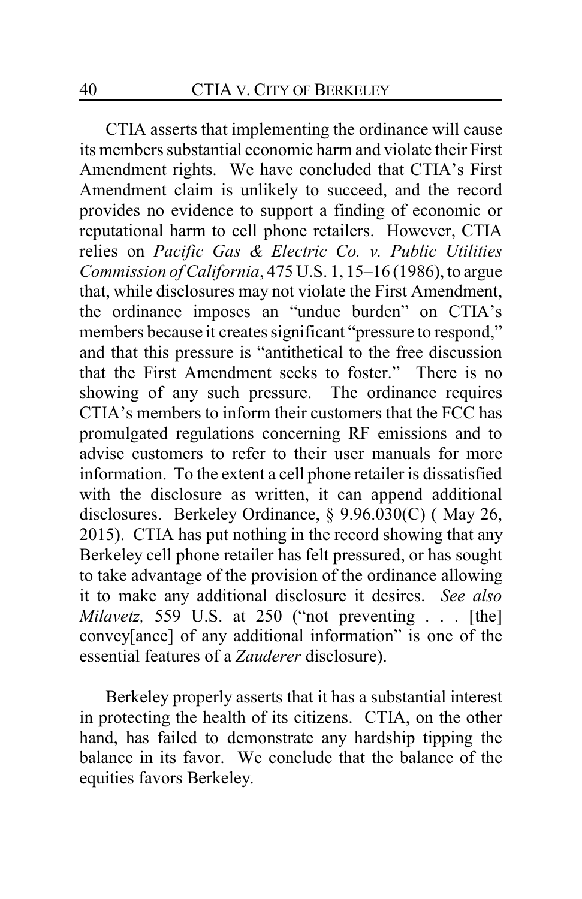CTIA asserts that implementing the ordinance will cause its members substantial economic harm and violate their First Amendment rights. We have concluded that CTIA's First Amendment claim is unlikely to succeed, and the record provides no evidence to support a finding of economic or reputational harm to cell phone retailers. However, CTIA relies on *Pacific Gas & Electric Co. v. Public Utilities Commission of California*, 475 U.S. 1, 15–16 (1986), to argue that, while disclosures may not violate the First Amendment, the ordinance imposes an "undue burden" on CTIA's members because it creates significant "pressure to respond," and that this pressure is "antithetical to the free discussion that the First Amendment seeks to foster." There is no showing of any such pressure. The ordinance requires CTIA's members to inform their customers that the FCC has promulgated regulations concerning RF emissions and to advise customers to refer to their user manuals for more information. To the extent a cell phone retailer is dissatisfied with the disclosure as written, it can append additional disclosures. Berkeley Ordinance, § 9.96.030(C) ( May 26, 2015). CTIA has put nothing in the record showing that any Berkeley cell phone retailer has felt pressured, or has sought to take advantage of the provision of the ordinance allowing it to make any additional disclosure it desires. *See also Milavetz,* 559 U.S. at 250 ("not preventing . . . [the] convey[ance] of any additional information" is one of the essential features of a *Zauderer* disclosure).

Berkeley properly asserts that it has a substantial interest in protecting the health of its citizens. CTIA, on the other hand, has failed to demonstrate any hardship tipping the balance in its favor. We conclude that the balance of the equities favors Berkeley.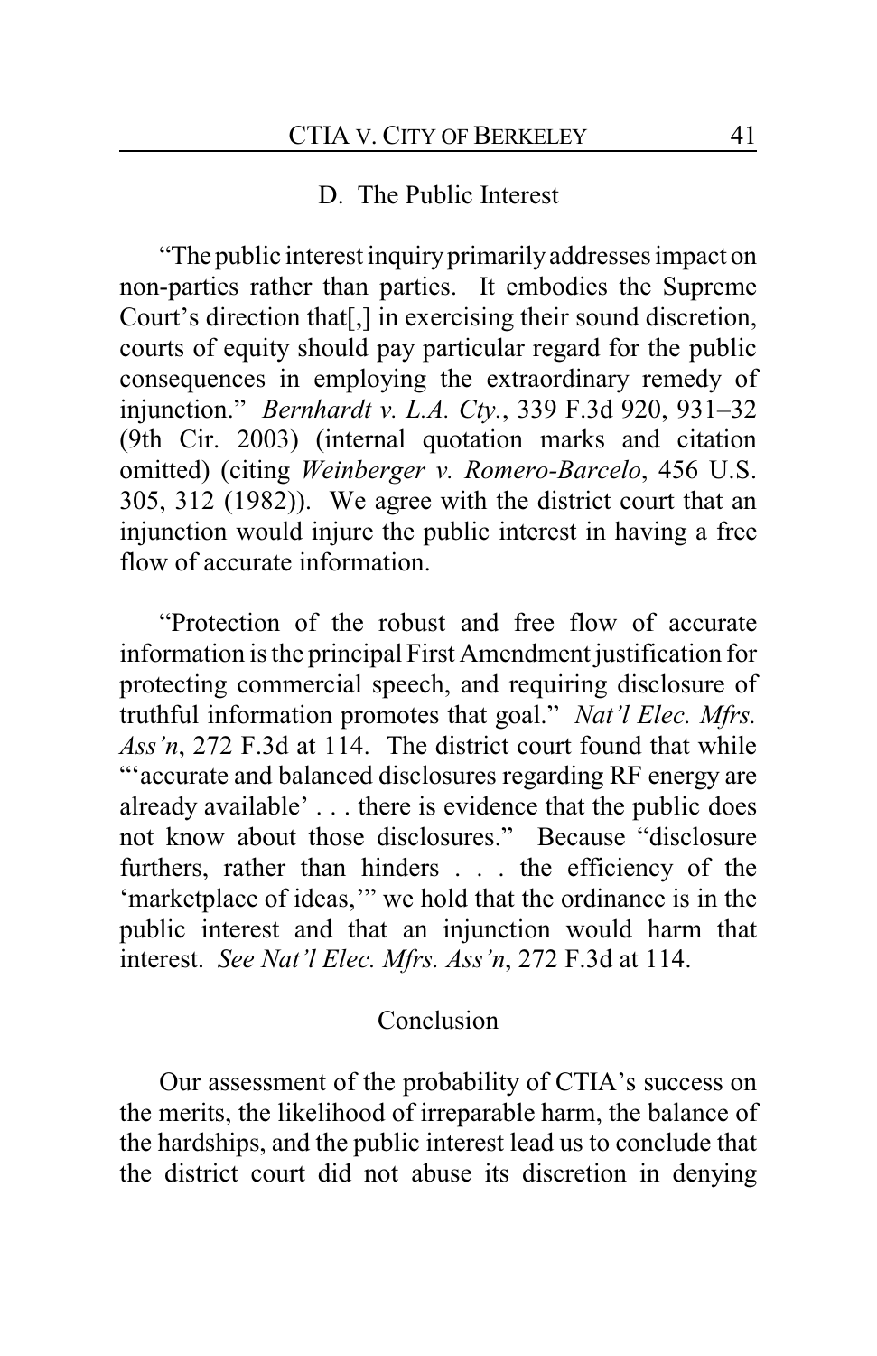### D. The Public Interest

"The public interest inquiry primarily addresses impact on non-parties rather than parties. It embodies the Supreme Court's direction that[,] in exercising their sound discretion, courts of equity should pay particular regard for the public consequences in employing the extraordinary remedy of injunction." *Bernhardt v. L.A. Cty.*, 339 F.3d 920, 931–32 (9th Cir. 2003) (internal quotation marks and citation omitted) (citing *Weinberger v. Romero-Barcelo*, 456 U.S. 305, 312 (1982)). We agree with the district court that an injunction would injure the public interest in having a free flow of accurate information.

"Protection of the robust and free flow of accurate information is the principal First Amendment justification for protecting commercial speech, and requiring disclosure of truthful information promotes that goal." *Nat'l Elec. Mfrs. Ass'n*, 272 F.3d at 114. The district court found that while "'accurate and balanced disclosures regarding RF energy are already available' . . . there is evidence that the public does not know about those disclosures." Because "disclosure furthers, rather than hinders . . . the efficiency of the 'marketplace of ideas,'" we hold that the ordinance is in the public interest and that an injunction would harm that interest. *See Nat'l Elec. Mfrs. Ass'n*, 272 F.3d at 114.

### Conclusion

Our assessment of the probability of CTIA's success on the merits, the likelihood of irreparable harm, the balance of the hardships, and the public interest lead us to conclude that the district court did not abuse its discretion in denying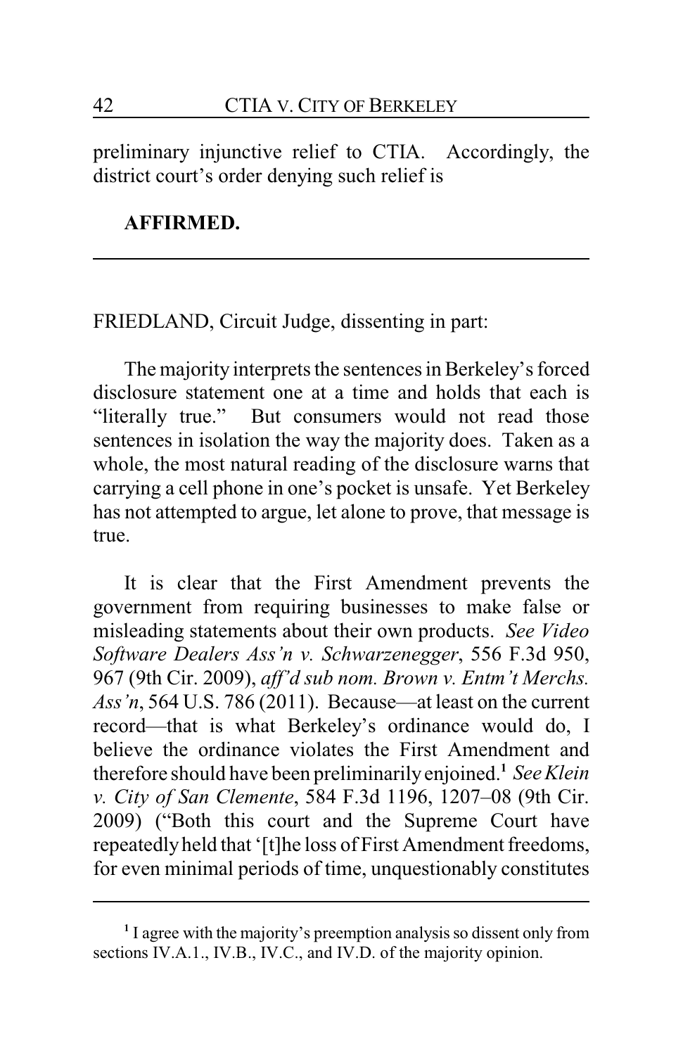preliminary injunctive relief to CTIA. Accordingly, the district court's order denying such relief is

**AFFIRMED.**

---

FRIEDLAND, Circuit Judge, dissenting in part:

The majority interprets the sentences in Berkeley's forced disclosure statement one at a time and holds that each is "literally true." But consumers would not read those sentences in isolation the way the majority does. Taken as a whole, the most natural reading of the disclosure warns that carrying a cell phone in one's pocket is unsafe. Yet Berkeley has not attempted to argue, let alone to prove, that message is true.

It is clear that the First Amendment prevents the government from requiring businesses to make false or misleading statements about their own products. *See Video Software Dealers Ass'n v. Schwarzenegger*, 556 F.3d 950, 967 (9th Cir. 2009), *aff'd sub nom. Brown v. Entm't Merchs. Ass'n*, 564 U.S. 786 (2011). Because—at least on the current record—that is what Berkeley's ordinance would do, I believe the ordinance violates the First Amendment and therefore should have been preliminarily enjoined.[1] *See Klein v. City of San Clemente*, 584 F.3d 1196, 1207–08 (9th Cir. 2009) ("Both this court and the Supreme Court have repeatedly held that '[t]he loss of First Amendment freedoms, for even minimal periods of time, unquestionably constitutes

---

[1] I agree with the majority's preemption analysis so dissent only from sections IV.A.1., IV.B., IV.C., and IV.D. of the majority opinion.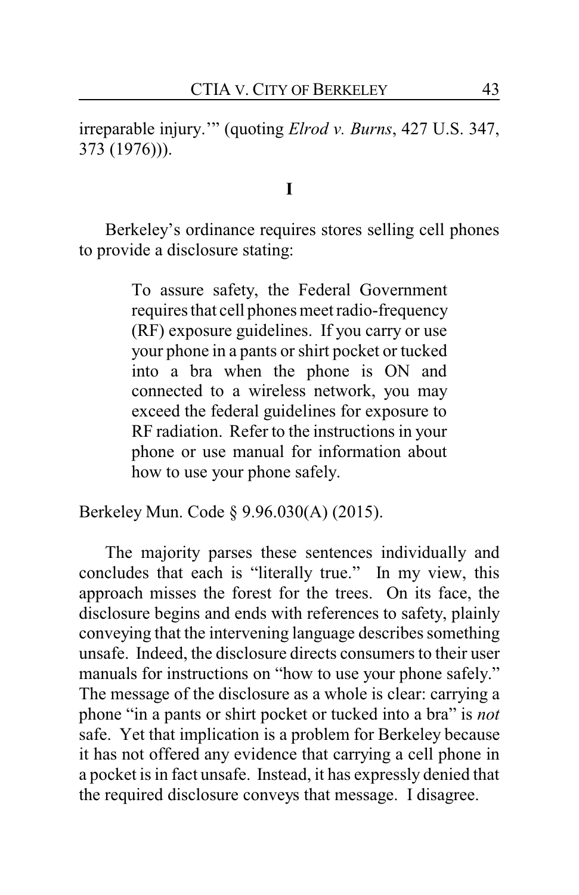irreparable injury.'" (quoting *Elrod v. Burns*, 427 U.S. 347, 373 (1976))).

**I**

Berkeley's ordinance requires stores selling cell phones to provide a disclosure stating:

> To assure safety, the Federal Government requires that cell phones meet radio-frequency (RF) exposure guidelines. If you carry or use your phone in a pants or shirt pocket or tucked into a bra when the phone is ON and connected to a wireless network, you may exceed the federal guidelines for exposure to RF radiation. Refer to the instructions in your phone or use manual for information about how to use your phone safely.

Berkeley Mun. Code § 9.96.030(A) (2015).

The majority parses these sentences individually and concludes that each is "literally true." In my view, this approach misses the forest for the trees. On its face, the disclosure begins and ends with references to safety, plainly conveying that the intervening language describes something unsafe. Indeed, the disclosure directs consumers to their user manuals for instructions on "how to use your phone safely." The message of the disclosure as a whole is clear: carrying a phone "in a pants or shirt pocket or tucked into a bra" is *not* safe. Yet that implication is a problem for Berkeley because it has not offered any evidence that carrying a cell phone in a pocket is in fact unsafe. Instead, it has expressly denied that the required disclosure conveys that message. I disagree.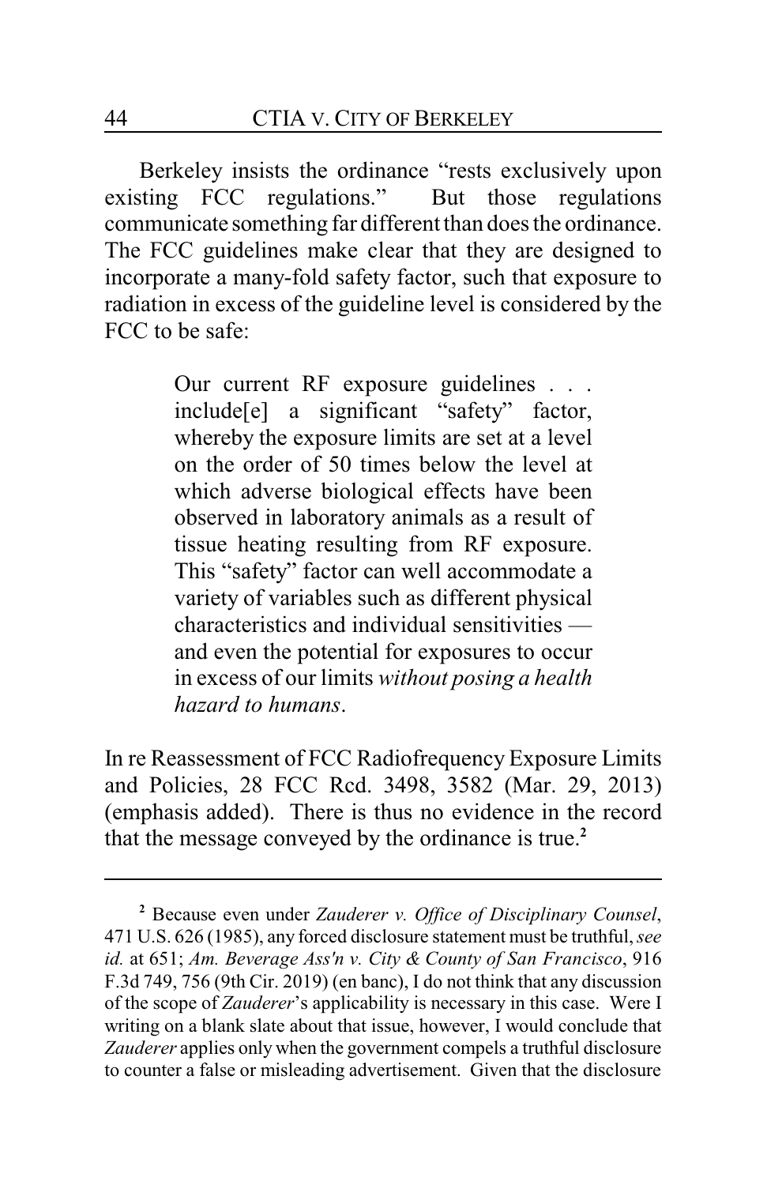Berkeley insists the ordinance "rests exclusively upon existing FCC regulations." But those regulations communicate something far different than does the ordinance. The FCC guidelines make clear that they are designed to incorporate a many-fold safety factor, such that exposure to radiation in excess of the guideline level is considered by the FCC to be safe:

> Our current RF exposure guidelines . . . include[e] a significant "safety" factor, whereby the exposure limits are set at a level on the order of 50 times below the level at which adverse biological effects have been observed in laboratory animals as a result of tissue heating resulting from RF exposure. This "safety" factor can well accommodate a variety of variables such as different physical characteristics and individual sensitivities — and even the potential for exposures to occur in excess of our limits *without posing a health hazard to humans*.

In re Reassessment of FCC Radiofrequency Exposure Limits and Policies, 28 FCC Rcd. 3498, 3582 (Mar. 29, 2013) (emphasis added). There is thus no evidence in the record that the message conveyed by the ordinance is true.[2]

---

[2] Because even under *Zauderer v. Office of Disciplinary Counsel*, 471 U.S. 626 (1985), any forced disclosure statement must be truthful, *see id.* at 651; *Am. Beverage Ass'n v. City & County of San Francisco*, 916 F.3d 749, 756 (9th Cir. 2019) (en banc), I do not think that any discussion of the scope of *Zauderer*'s applicability is necessary in this case. Were I writing on a blank slate about that issue, however, I would conclude that *Zauderer* applies only when the government compels a truthful disclosure to counter a false or misleading advertisement. Given that the disclosure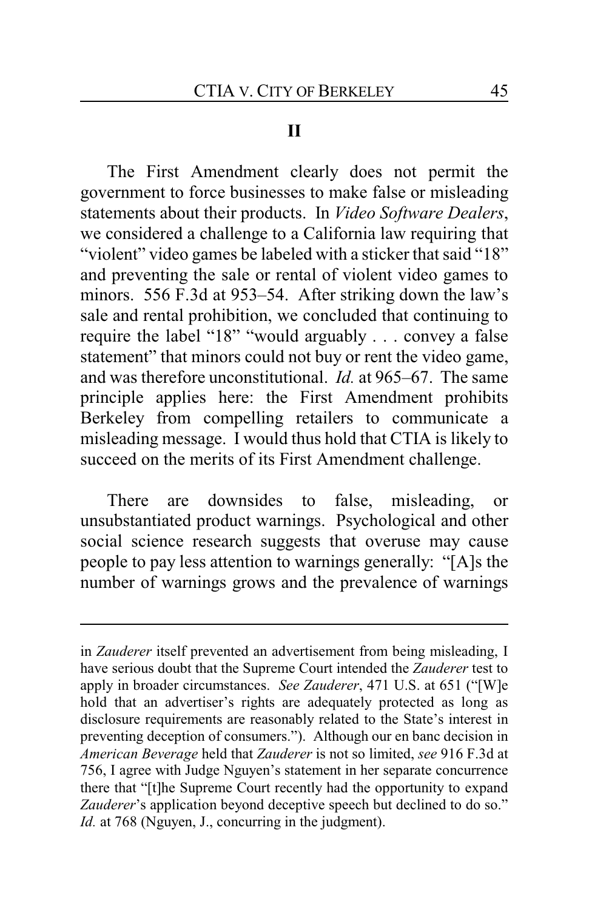## II

The First Amendment clearly does not permit the government to force businesses to make false or misleading statements about their products. In *Video Software Dealers*, we considered a challenge to a California law requiring that "violent" video games be labeled with a sticker that said "18" and preventing the sale or rental of violent video games to minors. 556 F.3d at 953–54. After striking down the law's sale and rental prohibition, we concluded that continuing to require the label "18" "would arguably . . . convey a false statement" that minors could not buy or rent the video game, and was therefore unconstitutional. *Id.* at 965–67. The same principle applies here: the First Amendment prohibits Berkeley from compelling retailers to communicate a misleading message. I would thus hold that CTIA is likely to succeed on the merits of its First Amendment challenge.

There are downsides to false, misleading, or unsubstantiated product warnings. Psychological and other social science research suggests that overuse may cause people to pay less attention to warnings generally: "[A]s the number of warnings grows and the prevalence of warnings

---

in *Zauderer* itself prevented an advertisement from being misleading, I have serious doubt that the Supreme Court intended the *Zauderer* test to apply in broader circumstances. *See Zauderer*, 471 U.S. at 651 ("[W]e hold that an advertiser's rights are adequately protected as long as disclosure requirements are reasonably related to the State's interest in preventing deception of consumers."). Although our en banc decision in *American Beverage* held that *Zauderer* is not so limited, *see* 916 F.3d at 756, I agree with Judge Nguyen's statement in her separate concurrence there that "[t]he Supreme Court recently had the opportunity to expand *Zauderer*'s application beyond deceptive speech but declined to do so." *Id.* at 768 (Nguyen, J., concurring in the judgment).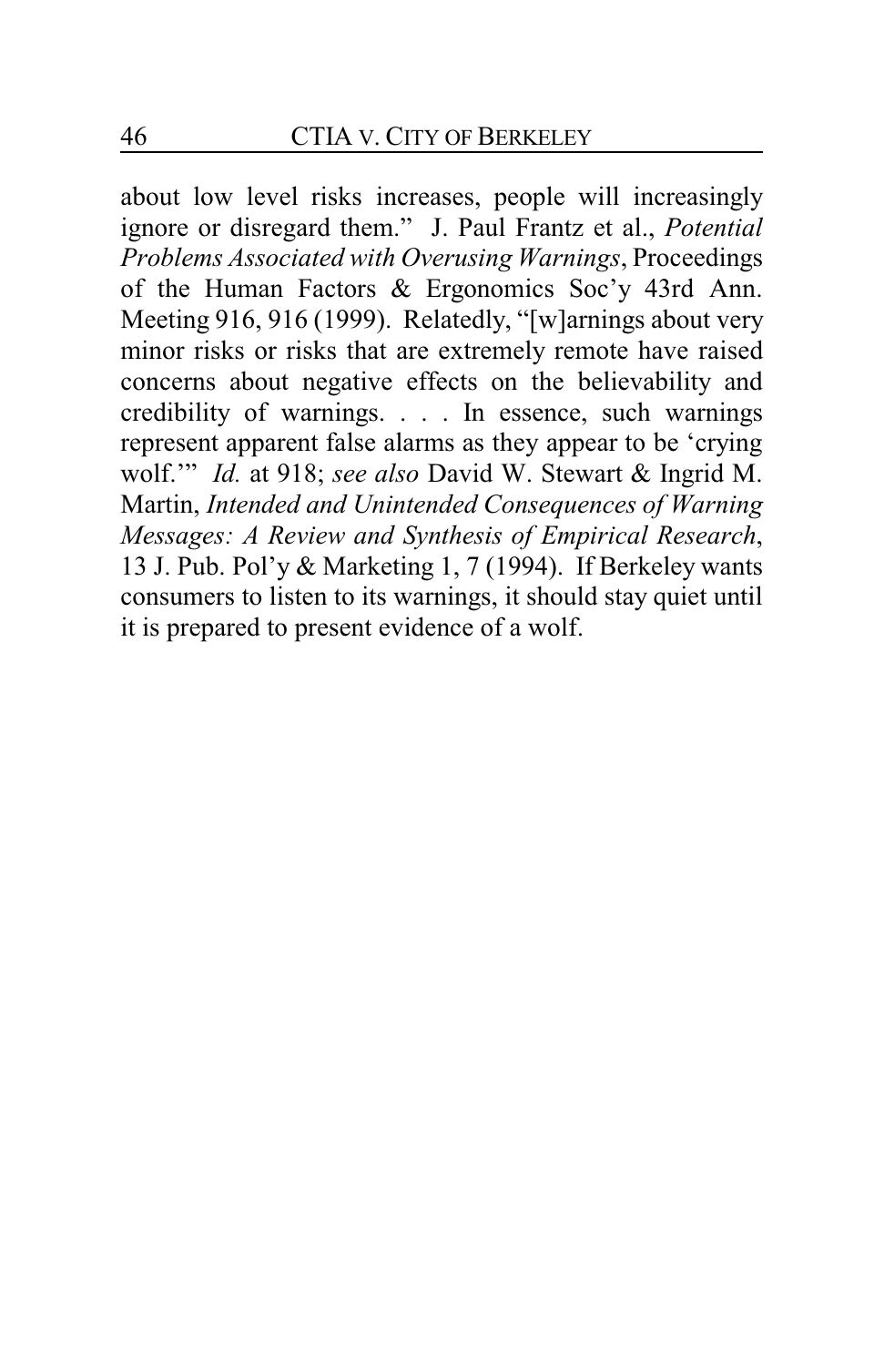about low level risks increases, people will increasingly ignore or disregard them." J. Paul Frantz et al., *Potential Problems Associated with Overusing Warnings*, Proceedings of the Human Factors & Ergonomics Soc'y 43rd Ann. Meeting 916, 916 (1999). Relatedly, "[w]arnings about very minor risks or risks that are extremely remote have raised concerns about negative effects on the believability and credibility of warnings. . . . In essence, such warnings represent apparent false alarms as they appear to be 'crying wolf.'" *Id.* at 918; *see also* David W. Stewart & Ingrid M. Martin, *Intended and Unintended Consequences of Warning Messages: A Review and Synthesis of Empirical Research*, 13 J. Pub. Pol'y & Marketing 1, 7 (1994). If Berkeley wants consumers to listen to its warnings, it should stay quiet until it is prepared to present evidence of a wolf.